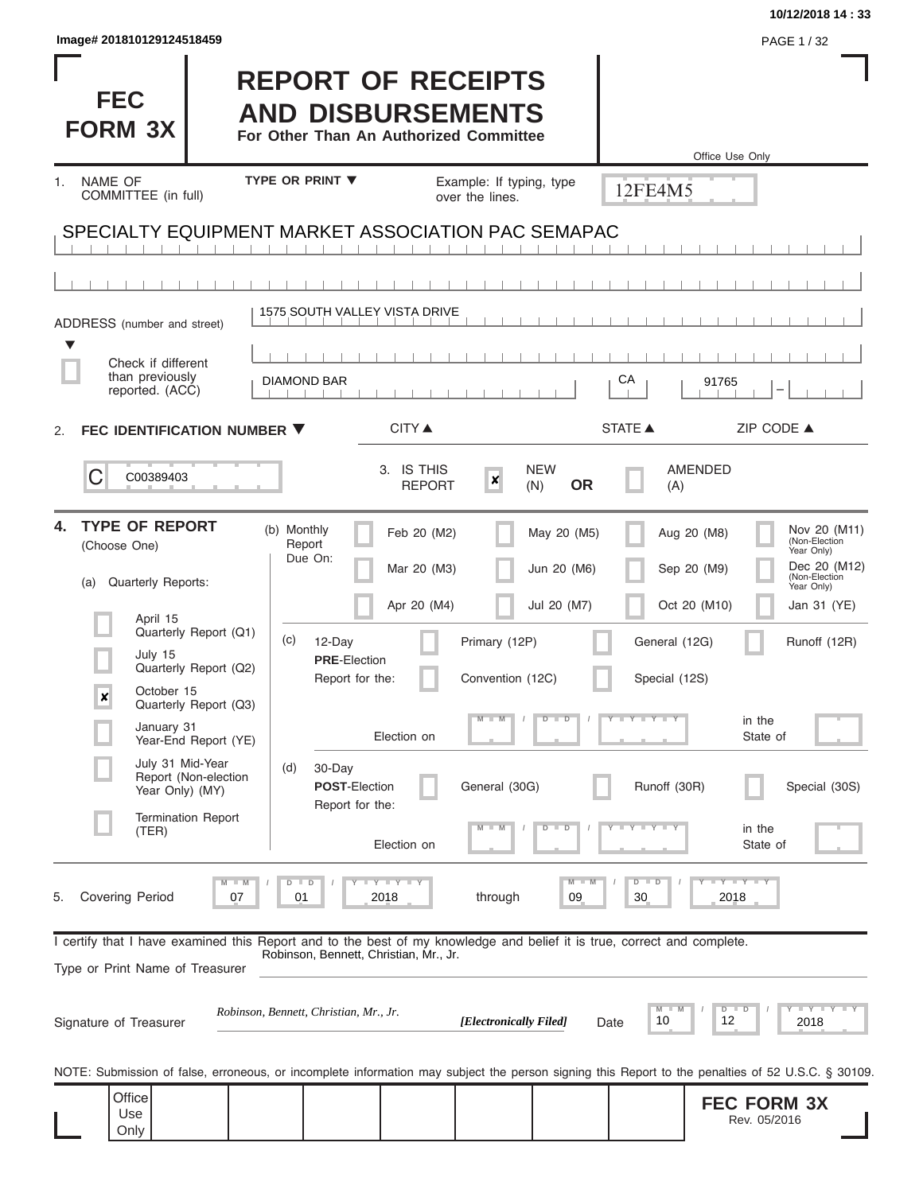Image# 201810129124518459

10/12/2018 14 : 33

# FEC FORM 3X

## REPORT OF RECEIPTS AND DISBURSEMENTS

**For Other Than An Authorized Committee**

Office Use Only

12FE4M5

1. NAME OF COMMITTEE (in full) — TYPE OR PRINT ▼ — Example: If typing, type over the lines.

SPECIALTY EQUIPMENT MARKET ASSOCIATION PAC SEMAPAC

ADDRESS (number and street)

1575 SOUTH VALLEY VISTA DRIVE

☐ Check if different than previously reported. (ACC)

| CITY ▲ | STATE ▲ | ZIP CODE ▲ |
|---|---|---|
| DIAMOND BAR | CA | 91765 |

2. **FEC IDENTIFICATION NUMBER ▼**

C00389403

3. IS THIS REPORT: ☒ NEW (N) **OR** ☐ AMENDED (A)

4. **TYPE OF REPORT** (Choose One)

(a) Quarterly Reports:

- ☐ April 15 Quarterly Report (Q1)
- ☐ July 15 Quarterly Report (Q2)
- ☒ October 15 Quarterly Report (Q3)
- ☐ January 31 Year-End Report (YE)
- ☐ July 31 Mid-Year Report (Non-election Year Only) (MY)
- ☐ Termination Report (TER)

(b) Monthly Report Due On:

- ☐ Feb 20 (M2)
- ☐ Mar 20 (M3)
- ☐ Apr 20 (M4)
- ☐ May 20 (M5)
- ☐ Jun 20 (M6)
- ☐ Jul 20 (M7)
- ☐ Aug 20 (M8)
- ☐ Sep 20 (M9)
- ☐ Oct 20 (M10)
- ☐ Nov 20 (M11) (Non-Election Year Only)
- ☐ Dec 20 (M12) (Non-Election Year Only)
- ☐ Jan 31 (YE)

(c) 12-Day **PRE**-Election Report for the:

- ☐ Primary (12P)
- ☐ General (12G)
- ☐ Runoff (12R)
- ☐ Convention (12C)
- ☐ Special (12S)

Election on MM / DD / YYYY in the State of

(d) 30-Day **POST**-Election Report for the:

- ☐ General (30G)
- ☐ Runoff (30R)
- ☐ Special (30S)

Election on MM / DD / YYYY in the State of

5. Covering Period 07 / 01 / 2018 through 09 / 30 / 2018

I certify that I have examined this Report and to the best of my knowledge and belief it is true, correct and complete.

Type or Print Name of Treasurer: Robinson, Bennett, Christian, Mr., Jr.

Signature of Treasurer: *Robinson, Bennett, Christian, Mr., Jr.* ***[Electronically Filed]*** Date 10 / 12 / 2018

NOTE: Submission of false, erroneous, or incomplete information may subject the person signing this Report to the penalties of 52 U.S.C. § 30109.

Office Use Only

**FEC FORM 3X**
Rev. 05/2016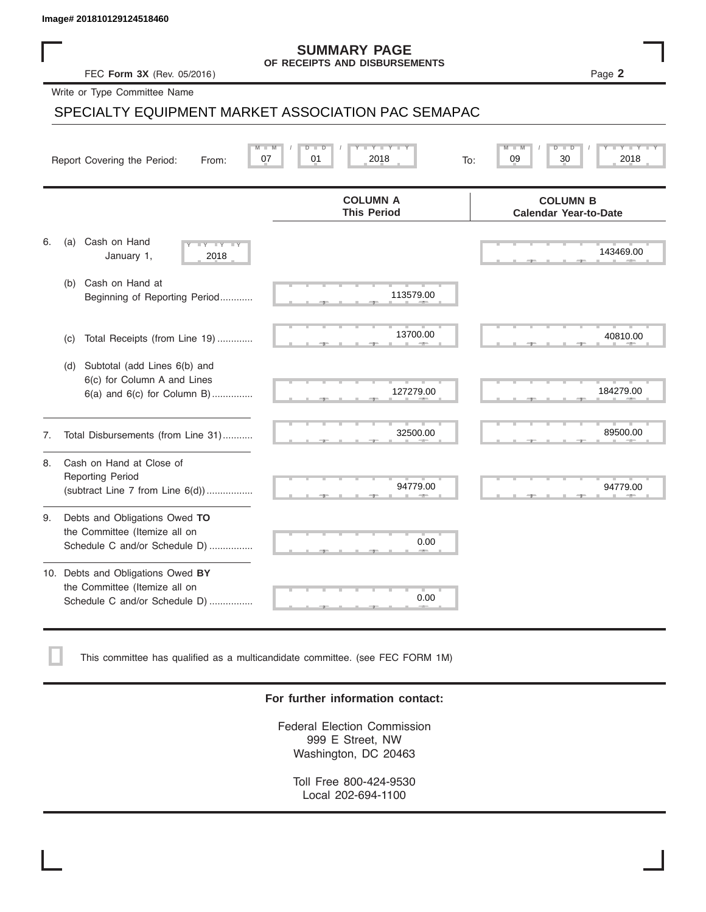Image# 201810129124518460

# SUMMARY PAGE
## OF RECEIPTS AND DISBURSEMENTS

FEC **Form 3X** (Rev. 05/2016)

Page **2**

Write or Type Committee Name

SPECIALTY EQUIPMENT MARKET ASSOCIATION PAC SEMAPAC

Report Covering the Period: From: 07 / 01 / 2018 To: 09 / 30 / 2018

| | COLUMN A This Period | COLUMN B Calendar Year-to-Date |
|---|---|---|
| 6. (a) Cash on Hand January 1, 2018 | | 143469.00 |
| (b) Cash on Hand at Beginning of Reporting Period............ | 113579.00 | |
| (c) Total Receipts (from Line 19) ............. | 13700.00 | 40810.00 |
| (d) Subtotal (add Lines 6(b) and 6(c) for Column A and Lines 6(a) and 6(c) for Column B)............... | 127279.00 | 184279.00 |
| 7. Total Disbursements (from Line 31)........... | 32500.00 | 89500.00 |
| 8. Cash on Hand at Close of Reporting Period (subtract Line 7 from Line 6(d)).................. | 94779.00 | 94779.00 |
| 9. Debts and Obligations Owed **TO** the Committee (Itemize all on Schedule C and/or Schedule D) ................ | 0.00 | |
| 10. Debts and Obligations Owed **BY** the Committee (Itemize all on Schedule C and/or Schedule D) ................ | 0.00 | |

☐ This committee has qualified as a multicandidate committee. (see FEC FORM 1M)

**For further information contact:**

Federal Election Commission
999 E Street, NW
Washington, DC 20463

Toll Free 800-424-9530
Local 202-694-1100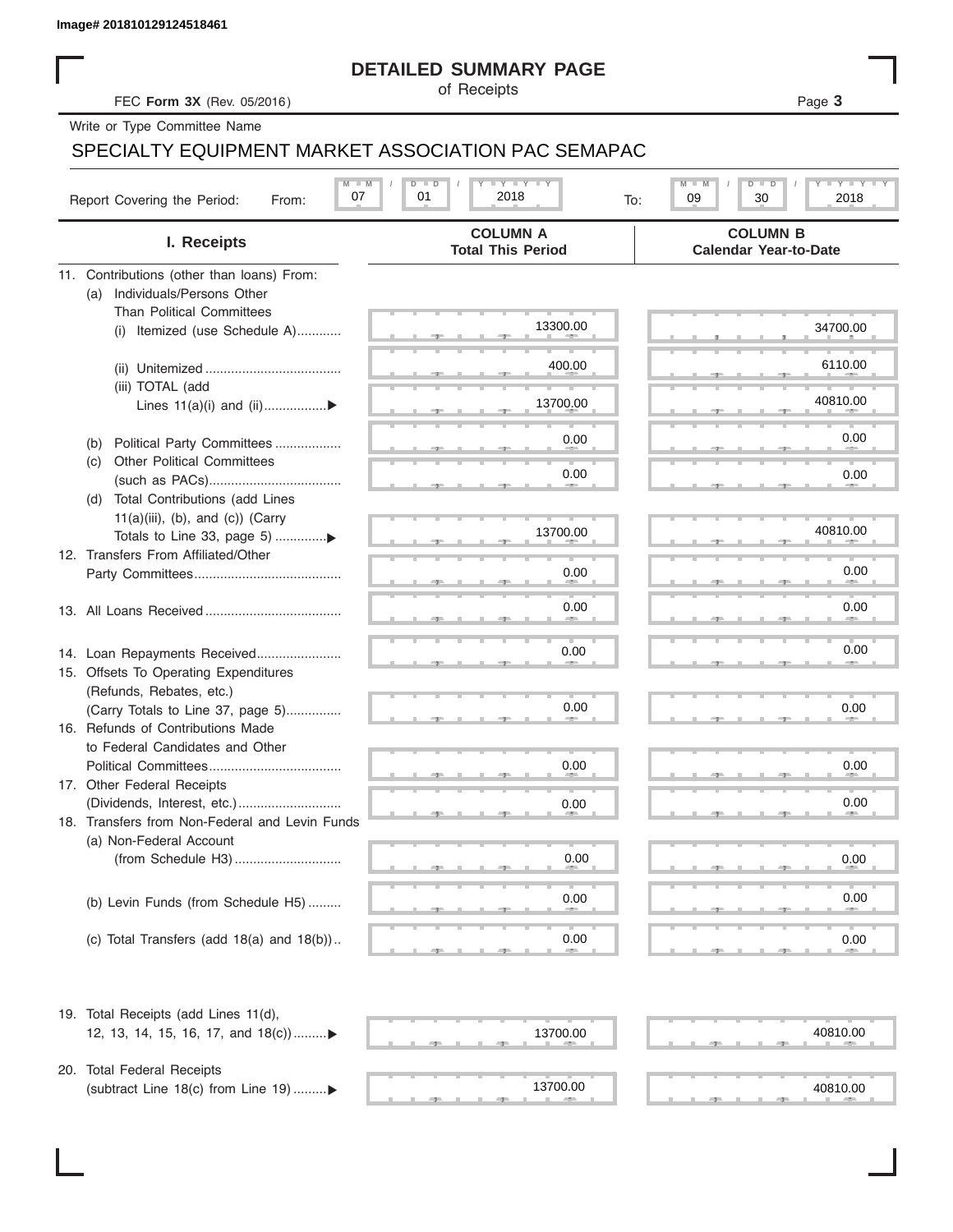Image# 201810129124518461

# DETAILED SUMMARY PAGE

of Receipts

FEC **Form 3X** (Rev. 05/2016)

Write or Type Committee Name

SPECIALTY EQUIPMENT MARKET ASSOCIATION PAC SEMAPAC

Report Covering the Period: From: 07 / 01 / 2018 To: 09 / 30 / 2018

| I. Receipts | COLUMN A Total This Period | COLUMN B Calendar Year-to-Date |
|---|---|---|
| 11. Contributions (other than loans) From: | | |
| (a) Individuals/Persons Other Than Political Committees | | |
| (i) Itemized (use Schedule A)............ | 13300.00 | 34700.00 |
| (ii) Unitemized .................................... | 400.00 | 6110.00 |
| (iii) TOTAL (add Lines 11(a)(i) and (ii).................▶ | 13700.00 | 40810.00 |
| (b) Political Party Committees .................. | 0.00 | 0.00 |
| (c) Other Political Committees (such as PACs).................................... | 0.00 | 0.00 |
| (d) Total Contributions (add Lines 11(a)(iii), (b), and (c)) (Carry Totals to Line 33, page 5) .............▶ | 13700.00 | 40810.00 |
| 12. Transfers From Affiliated/Other Party Committees........................................ | 0.00 | 0.00 |
| 13. All Loans Received .................................... | 0.00 | 0.00 |
| 14. Loan Repayments Received....................... | 0.00 | 0.00 |
| 15. Offsets To Operating Expenditures (Refunds, Rebates, etc.) (Carry Totals to Line 37, page 5)............... | 0.00 | 0.00 |
| 16. Refunds of Contributions Made to Federal Candidates and Other Political Committees.................................... | 0.00 | 0.00 |
| 17. Other Federal Receipts (Dividends, Interest, etc.)............................ | 0.00 | 0.00 |
| 18. Transfers from Non-Federal and Levin Funds | | |
| (a) Non-Federal Account (from Schedule H3)............................. | 0.00 | 0.00 |
| (b) Levin Funds (from Schedule H5) ......... | 0.00 | 0.00 |
| (c) Total Transfers (add 18(a) and 18(b)).. | 0.00 | 0.00 |
| 19. Total Receipts (add Lines 11(d), 12, 13, 14, 15, 16, 17, and 18(c)).........▶ | 13700.00 | 40810.00 |
| 20. Total Federal Receipts (subtract Line 18(c) from Line 19) .........▶ | 13700.00 | 40810.00 |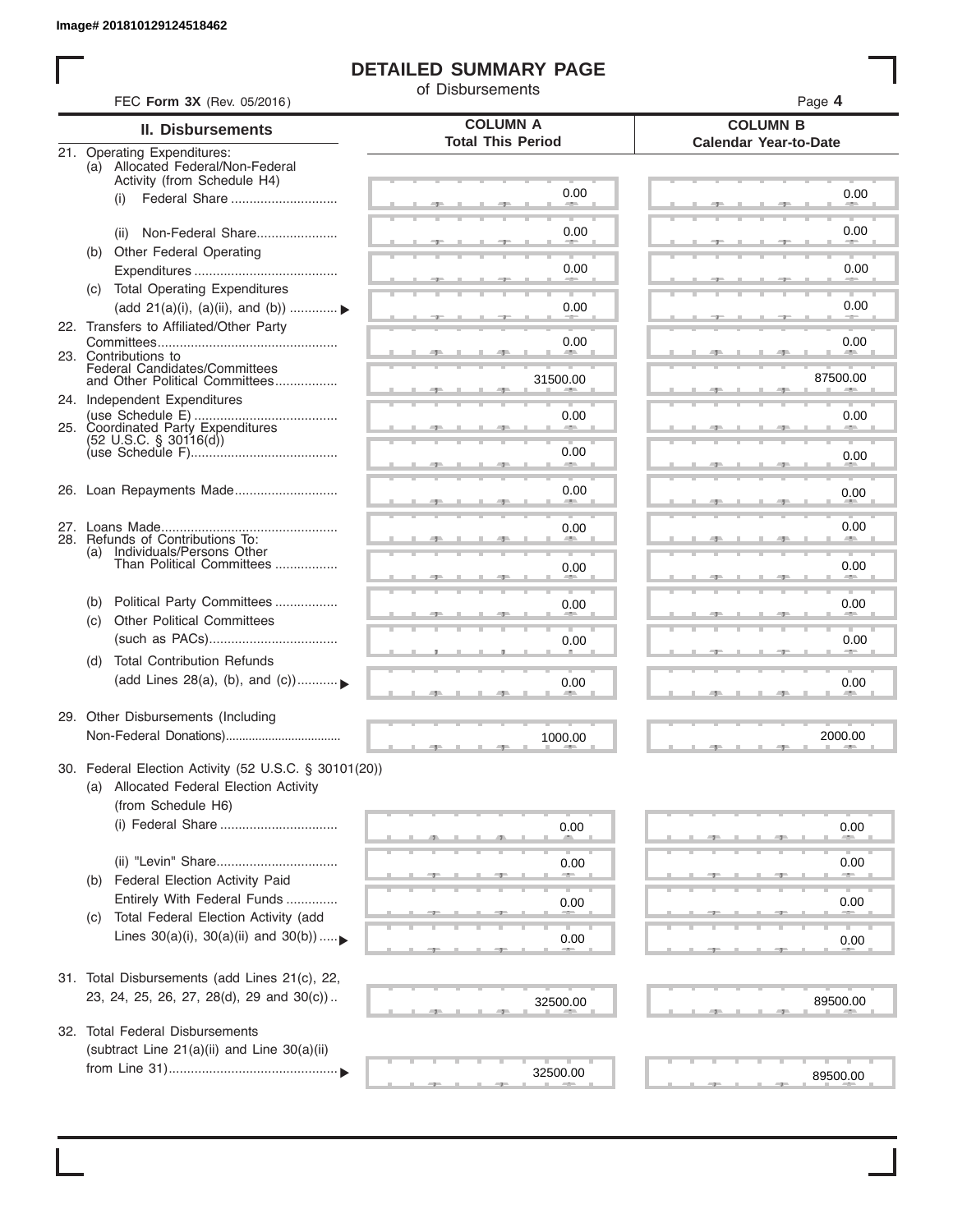Image# 201810129124518462

# DETAILED SUMMARY PAGE

of Disbursements

FEC **Form 3X** (Rev. 05/2016)

| II. Disbursements | COLUMN A Total This Period | COLUMN B Calendar Year-to-Date |
|---|---|---|
| 21. Operating Expenditures: | | |
| (a) Allocated Federal/Non-Federal Activity (from Schedule H4) | | |
| (i) Federal Share | 0.00 | 0.00 |
| (ii) Non-Federal Share | 0.00 | 0.00 |
| (b) Other Federal Operating Expenditures | 0.00 | 0.00 |
| (c) Total Operating Expenditures (add 21(a)(i), (a)(ii), and (b)) ▶ | 0.00 | 0.00 |
| 22. Transfers to Affiliated/Other Party Committees | 0.00 | 0.00 |
| 23. Contributions to Federal Candidates/Committees and Other Political Committees | 31500.00 | 87500.00 |
| 24. Independent Expenditures (use Schedule E) | 0.00 | 0.00 |
| 25. Coordinated Party Expenditures (52 U.S.C. § 30116(d)) (use Schedule F) | 0.00 | 0.00 |
| 26. Loan Repayments Made | 0.00 | 0.00 |
| 27. Loans Made | 0.00 | 0.00 |
| 28. Refunds of Contributions To: | | |
| (a) Individuals/Persons Other Than Political Committees | 0.00 | 0.00 |
| (b) Political Party Committees | 0.00 | 0.00 |
| (c) Other Political Committees (such as PACs) | 0.00 | 0.00 |
| (d) Total Contribution Refunds (add Lines 28(a), (b), and (c)) ▶ | 0.00 | 0.00 |
| 29. Other Disbursements (Including Non-Federal Donations) | 1000.00 | 2000.00 |
| 30. Federal Election Activity (52 U.S.C. § 30101(20)) | | |
| (a) Allocated Federal Election Activity (from Schedule H6) | | |
| (i) Federal Share | 0.00 | 0.00 |
| (ii) "Levin" Share | 0.00 | 0.00 |
| (b) Federal Election Activity Paid Entirely With Federal Funds | 0.00 | 0.00 |
| (c) Total Federal Election Activity (add Lines 30(a)(i), 30(a)(ii) and 30(b)) ▶ | 0.00 | 0.00 |
| 31. Total Disbursements (add Lines 21(c), 22, 23, 24, 25, 26, 27, 28(d), 29 and 30(c)) | 32500.00 | 89500.00 |
| 32. Total Federal Disbursements (subtract Line 21(a)(ii) and Line 30(a)(ii) from Line 31) ▶ | 32500.00 | 89500.00 |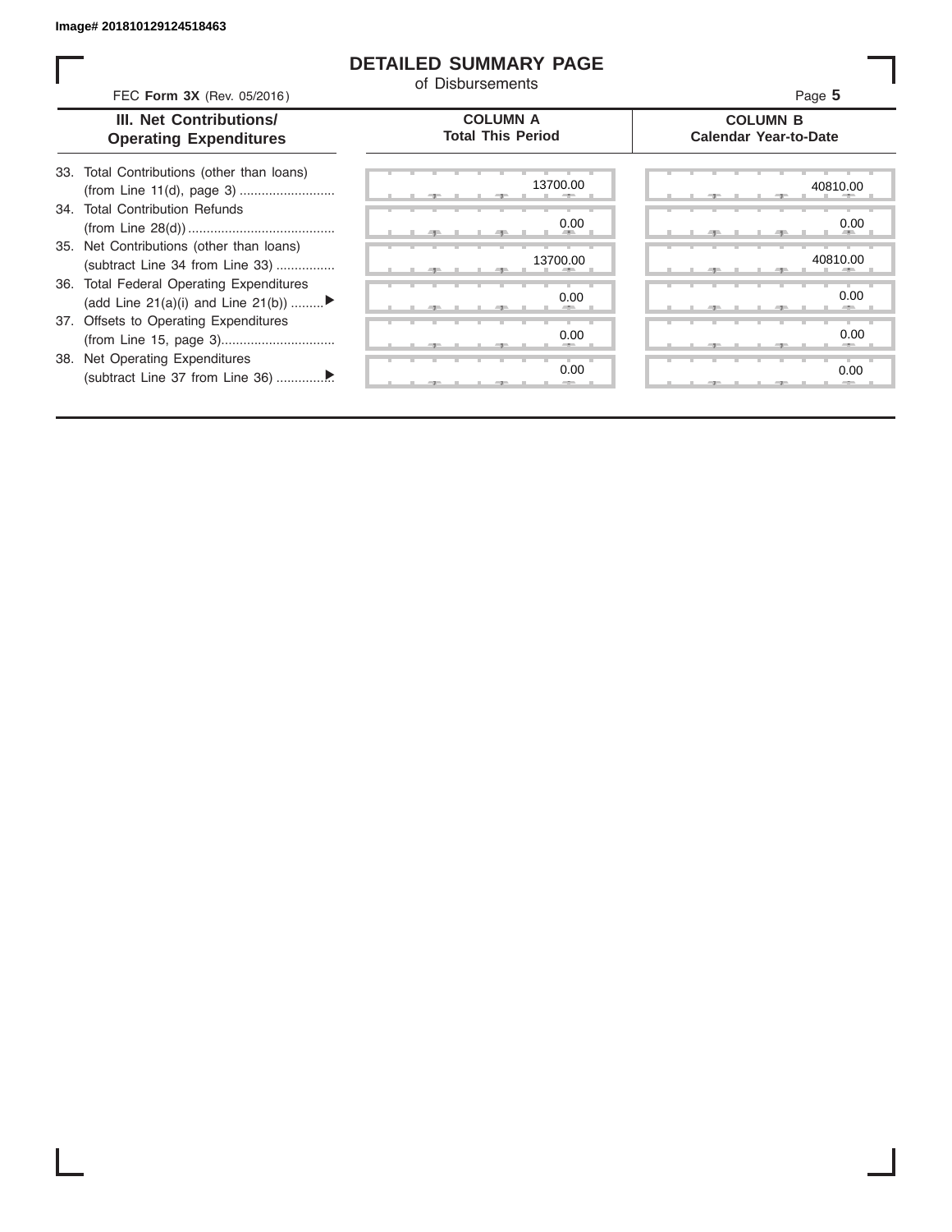Image# 201810129124518463

# DETAILED SUMMARY PAGE

of Disbursements

FEC **Form 3X** (Rev. 05/2016)

| III. Net Contributions/ Operating Expenditures | COLUMN A Total This Period | COLUMN B Calendar Year-to-Date |
|---|---|---|
| 33. Total Contributions (other than loans) (from Line 11(d), page 3) .......................... | 13700.00 | 40810.00 |
| 34. Total Contribution Refunds (from Line 28(d)) ........................................ | 0.00 | 0.00 |
| 35. Net Contributions (other than loans) (subtract Line 34 from Line 33) ................ | 13700.00 | 40810.00 |
| 36. Total Federal Operating Expenditures (add Line 21(a)(i) and Line 21(b)) .........▶ | 0.00 | 0.00 |
| 37. Offsets to Operating Expenditures (from Line 15, page 3)............................... | 0.00 | 0.00 |
| 38. Net Operating Expenditures (subtract Line 37 from Line 36) ...............▶ | 0.00 | 0.00 |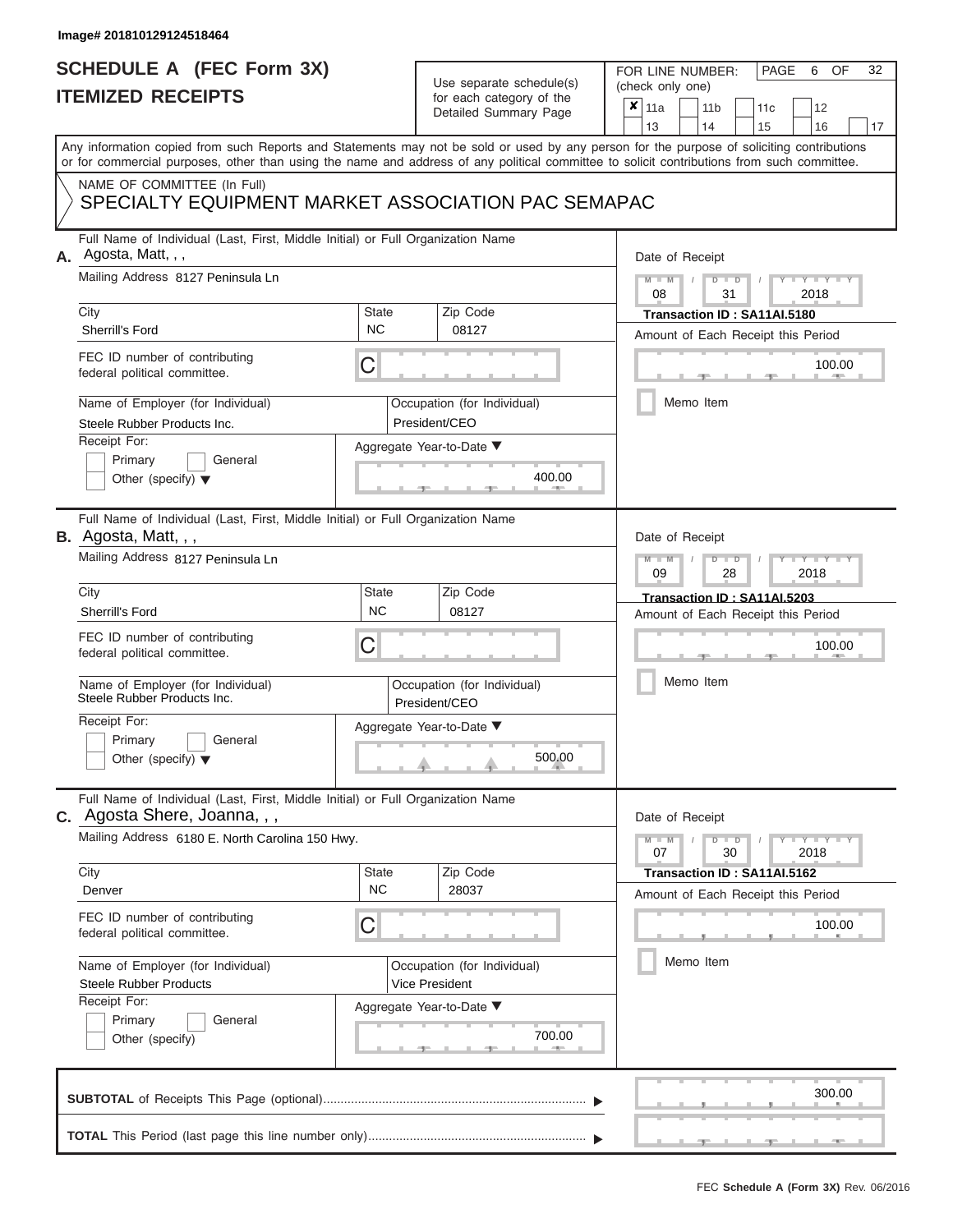Image# 201810129124518464

# SCHEDULE A (FEC Form 3X)
## ITEMIZED RECEIPTS

Use separate schedule(s) for each category of the Detailed Summary Page

FOR LINE NUMBER: (check only one)

☒ 11a ☐ 11b ☐ 11c ☐ 12 ☐ 13 ☐ 14 ☐ 15 ☐ 16 ☐ 17

PAGE 6 OF 32

Any information copied from such Reports and Statements may not be sold or used by any person for the purpose of soliciting contributions or for commercial purposes, other than using the name and address of any political committee to solicit contributions from such committee.

NAME OF COMMITTEE (In Full)
SPECIALTY EQUIPMENT MARKET ASSOCIATION PAC SEMAPAC

---

**A.** Full Name of Individual (Last, First, Middle Initial) or Full Organization Name: Agosta, Matt, , ,

Mailing Address: 8127 Peninsula Ln

City: Sherrill's Ford | State: NC | Zip Code: 08127

FEC ID number of contributing federal political committee: C

Name of Employer (for Individual): Steele Rubber Products Inc.

Occupation (for Individual): President/CEO

Receipt For: ☐ Primary ☐ General ☐ Other (specify)

Aggregate Year-to-Date: 400.00

Date of Receipt: 08 / 31 / 2018

Transaction ID : SA11AI.5180

Amount of Each Receipt this Period: 100.00

☐ Memo Item

---

**B.** Full Name of Individual (Last, First, Middle Initial) or Full Organization Name: Agosta, Matt, , ,

Mailing Address: 8127 Peninsula Ln

City: Sherrill's Ford | State: NC | Zip Code: 08127

FEC ID number of contributing federal political committee: C

Name of Employer (for Individual): Steele Rubber Products Inc.

Occupation (for Individual): President/CEO

Receipt For: ☐ Primary ☐ General ☐ Other (specify)

Aggregate Year-to-Date: 500.00

Date of Receipt: 09 / 28 / 2018

Transaction ID : SA11AI.5203

Amount of Each Receipt this Period: 100.00

☐ Memo Item

---

**C.** Full Name of Individual (Last, First, Middle Initial) or Full Organization Name: Agosta Shere, Joanna, , ,

Mailing Address: 6180 E. North Carolina 150 Hwy.

City: Denver | State: NC | Zip Code: 28037

FEC ID number of contributing federal political committee: C

Name of Employer (for Individual): Steele Rubber Products

Occupation (for Individual): Vice President

Receipt For: ☐ Primary ☐ General ☐ Other (specify)

Aggregate Year-to-Date: 700.00

Date of Receipt: 07 / 30 / 2018

Transaction ID : SA11AI.5162

Amount of Each Receipt this Period: 100.00

☐ Memo Item

---

**SUBTOTAL** of Receipts This Page (optional): 300.00

**TOTAL** This Period (last page this line number only):

FEC Schedule A (Form 3X) Rev. 06/2016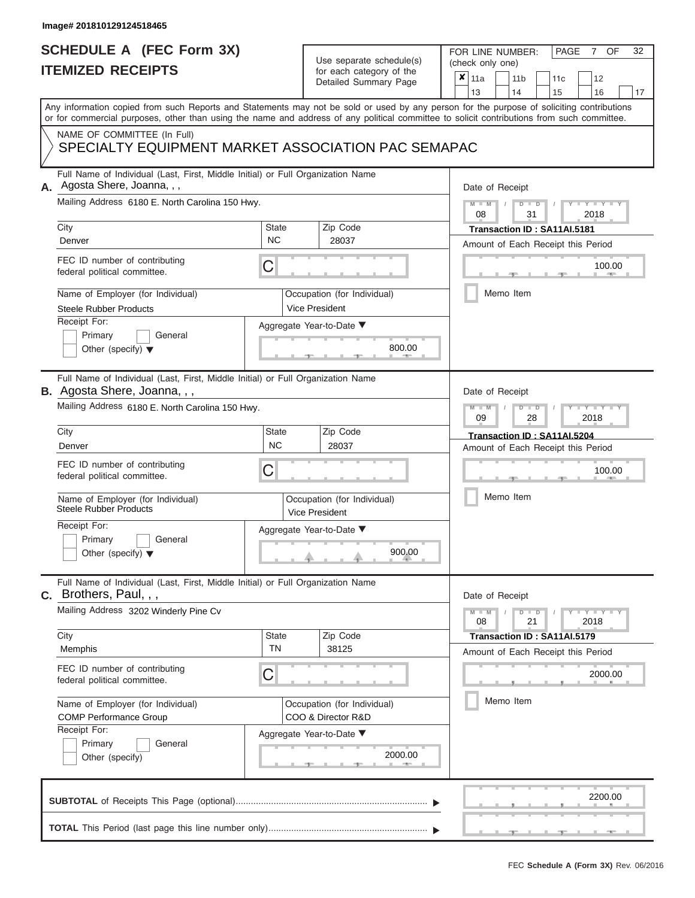Image# 201810129124518465

# SCHEDULE A (FEC Form 3X)
## ITEMIZED RECEIPTS

Use separate schedule(s) for each category of the Detailed Summary Page

FOR LINE NUMBER: (check only one)

- [x] 11a
- [ ] 11b
- [ ] 11c
- [ ] 12
- [ ] 13
- [ ] 14
- [ ] 15
- [ ] 16
- [ ] 17

Any information copied from such Reports and Statements may not be sold or used by any person for the purpose of soliciting contributions or for commercial purposes, other than using the name and address of any political committee to solicit contributions from such committee.

NAME OF COMMITTEE (In Full)
SPECIALTY EQUIPMENT MARKET ASSOCIATION PAC SEMAPAC

---

**A.** Full Name of Individual (Last, First, Middle Initial) or Full Organization Name: Agosta Shere, Joanna, , ,

Mailing Address: 6180 E. North Carolina 150 Hwy.

| City | State | Zip Code |
|---|---|---|
| Denver | NC | 28037 |

FEC ID number of contributing federal political committee: C

Name of Employer (for Individual): Steele Rubber Products

Occupation (for Individual): Vice President

Receipt For: Primary / General / Other (specify)

Aggregate Year-to-Date: 800.00

Date of Receipt: 08 / 31 / 2018

Transaction ID : SA11AI.5181

Amount of Each Receipt this Period: 100.00

Memo Item

---

**B.** Full Name of Individual (Last, First, Middle Initial) or Full Organization Name: Agosta Shere, Joanna, , ,

Mailing Address: 6180 E. North Carolina 150 Hwy.

| City | State | Zip Code |
|---|---|---|
| Denver | NC | 28037 |

FEC ID number of contributing federal political committee: C

Name of Employer (for Individual): Steele Rubber Products

Occupation (for Individual): Vice President

Receipt For: Primary / General / Other (specify)

Aggregate Year-to-Date: 900.00

Date of Receipt: 09 / 28 / 2018

Transaction ID : SA11AI.5204

Amount of Each Receipt this Period: 100.00

Memo Item

---

**C.** Full Name of Individual (Last, First, Middle Initial) or Full Organization Name: Brothers, Paul, , ,

Mailing Address: 3202 Winderly Pine Cv

| City | State | Zip Code |
|---|---|---|
| Memphis | TN | 38125 |

FEC ID number of contributing federal political committee: C

Name of Employer (for Individual): COMP Performance Group

Occupation (for Individual): COO & Director R&D

Receipt For: Primary / General / Other (specify)

Aggregate Year-to-Date: 2000.00

Date of Receipt: 08 / 21 / 2018

Transaction ID : SA11AI.5179

Amount of Each Receipt this Period: 2000.00

Memo Item

---

**SUBTOTAL** of Receipts This Page (optional): 2200.00

**TOTAL** This Period (last page this line number only):

FEC Schedule A (Form 3X) Rev. 06/2016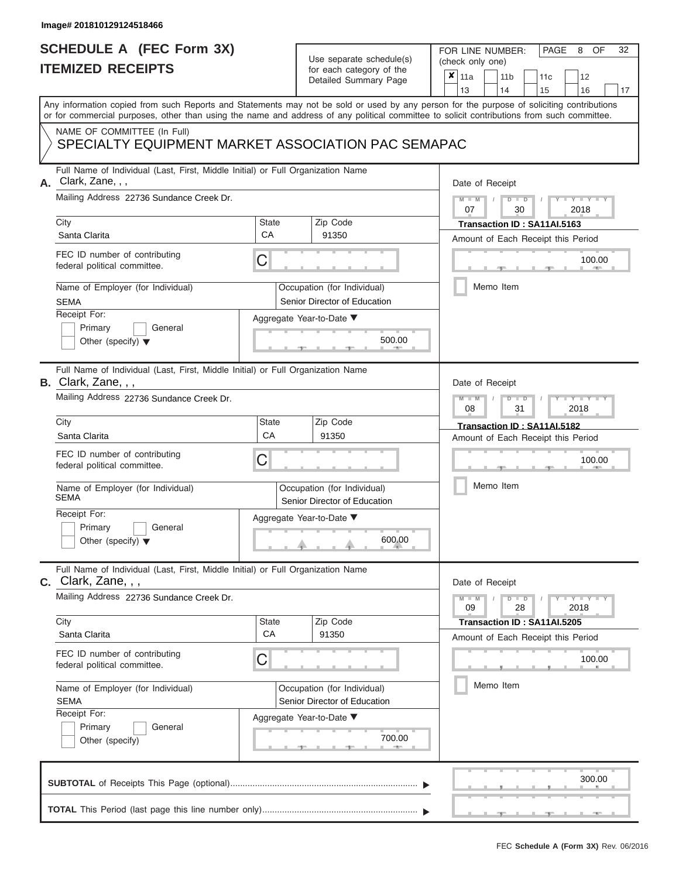Image# 201810129124518466

# SCHEDULE A (FEC Form 3X)
## ITEMIZED RECEIPTS

Use separate schedule(s) for each category of the Detailed Summary Page

FOR LINE NUMBER: (check only one)

- [x] 11a
- [ ] 11b
- [ ] 11c
- [ ] 12
- [ ] 13
- [ ] 14
- [ ] 15
- [ ] 16
- [ ] 17

Any information copied from such Reports and Statements may not be sold or used by any person for the purpose of soliciting contributions or for commercial purposes, other than using the name and address of any political committee to solicit contributions from such committee.

NAME OF COMMITTEE (In Full)
SPECIALTY EQUIPMENT MARKET ASSOCIATION PAC SEMAPAC

---

**A.** Full Name of Individual (Last, First, Middle Initial) or Full Organization Name: Clark, Zane, , ,

Mailing Address: 22736 Sundance Creek Dr.

City: Santa Clarita | State: CA | Zip Code: 91350

FEC ID number of contributing federal political committee: C

Name of Employer (for Individual): SEMA

Occupation (for Individual): Senior Director of Education

Receipt For: Primary / General / Other (specify)

Aggregate Year-to-Date: 500.00

Date of Receipt: 07 / 30 / 2018

Transaction ID : SA11AI.5163

Amount of Each Receipt this Period: 100.00

Memo Item

---

**B.** Full Name of Individual (Last, First, Middle Initial) or Full Organization Name: Clark, Zane, , ,

Mailing Address: 22736 Sundance Creek Dr.

City: Santa Clarita | State: CA | Zip Code: 91350

FEC ID number of contributing federal political committee: C

Name of Employer (for Individual): SEMA

Occupation (for Individual): Senior Director of Education

Receipt For: Primary / General / Other (specify)

Aggregate Year-to-Date: 600.00

Date of Receipt: 08 / 31 / 2018

Transaction ID : SA11AI.5182

Amount of Each Receipt this Period: 100.00

Memo Item

---

**C.** Full Name of Individual (Last, First, Middle Initial) or Full Organization Name: Clark, Zane, , ,

Mailing Address: 22736 Sundance Creek Dr.

City: Santa Clarita | State: CA | Zip Code: 91350

FEC ID number of contributing federal political committee: C

Name of Employer (for Individual): SEMA

Occupation (for Individual): Senior Director of Education

Receipt For: Primary / General / Other (specify)

Aggregate Year-to-Date: 700.00

Date of Receipt: 09 / 28 / 2018

Transaction ID : SA11AI.5205

Amount of Each Receipt this Period: 100.00

Memo Item

---

**SUBTOTAL** of Receipts This Page (optional): 300.00

**TOTAL** This Period (last page this line number only):

FEC **Schedule A (Form 3X)** Rev. 06/2016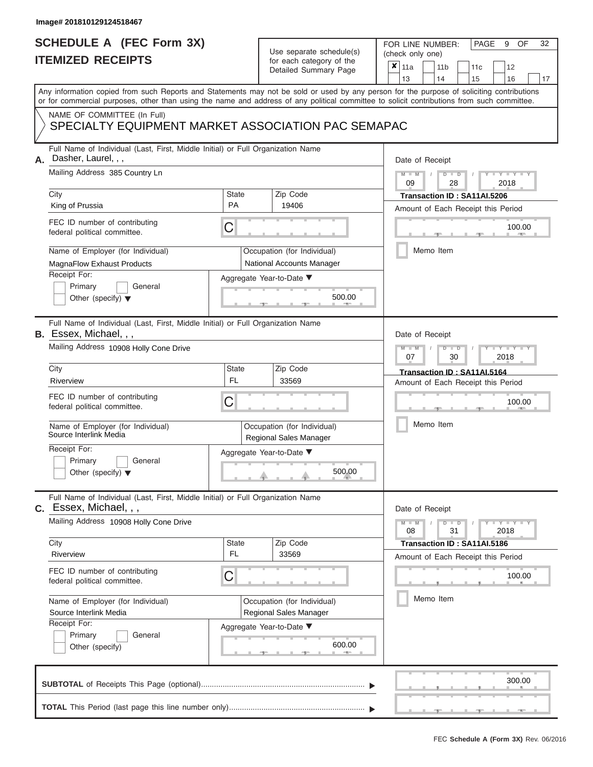Image# 201810129124518467

# SCHEDULE A (FEC Form 3X)
## ITEMIZED RECEIPTS

Use separate schedule(s) for each category of the Detailed Summary Page

FOR LINE NUMBER: (check only one)

- [x] 11a
- [ ] 11b
- [ ] 11c
- [ ] 12
- [ ] 13
- [ ] 14
- [ ] 15
- [ ] 16
- [ ] 17

Any information copied from such Reports and Statements may not be sold or used by any person for the purpose of soliciting contributions or for commercial purposes, other than using the name and address of any political committee to solicit contributions from such committee.

NAME OF COMMITTEE (In Full)
SPECIALTY EQUIPMENT MARKET ASSOCIATION PAC SEMAPAC

---

**A.** Full Name of Individual (Last, First, Middle Initial) or Full Organization Name: Dasher, Laurel, , ,

Mailing Address: 385 Country Ln

City: King of Prussia | State: PA | Zip Code: 19406

FEC ID number of contributing federal political committee: C

Name of Employer (for Individual): MagnaFlow Exhaust Products

Occupation (for Individual): National Accounts Manager

Receipt For: Primary / General / Other (specify)

Aggregate Year-to-Date: 500.00

Date of Receipt: 09 / 28 / 2018

Transaction ID : SA11AI.5206

Amount of Each Receipt this Period: 100.00

Memo Item

---

**B.** Full Name of Individual (Last, First, Middle Initial) or Full Organization Name: Essex, Michael, , ,

Mailing Address: 10908 Holly Cone Drive

City: Riverview | State: FL | Zip Code: 33569

FEC ID number of contributing federal political committee: C

Name of Employer (for Individual): Source Interlink Media

Occupation (for Individual): Regional Sales Manager

Receipt For: Primary / General / Other (specify)

Aggregate Year-to-Date: 500.00

Date of Receipt: 07 / 30 / 2018

Transaction ID : SA11AI.5164

Amount of Each Receipt this Period: 100.00

Memo Item

---

**C.** Full Name of Individual (Last, First, Middle Initial) or Full Organization Name: Essex, Michael, , ,

Mailing Address: 10908 Holly Cone Drive

City: Riverview | State: FL | Zip Code: 33569

FEC ID number of contributing federal political committee: C

Name of Employer (for Individual): Source Interlink Media

Occupation (for Individual): Regional Sales Manager

Receipt For: Primary / General / Other (specify)

Aggregate Year-to-Date: 600.00

Date of Receipt: 08 / 31 / 2018

Transaction ID : SA11AI.5186

Amount of Each Receipt this Period: 100.00

Memo Item

---

**SUBTOTAL** of Receipts This Page (optional): 300.00

**TOTAL** This Period (last page this line number only):

FEC Schedule A (Form 3X) Rev. 06/2016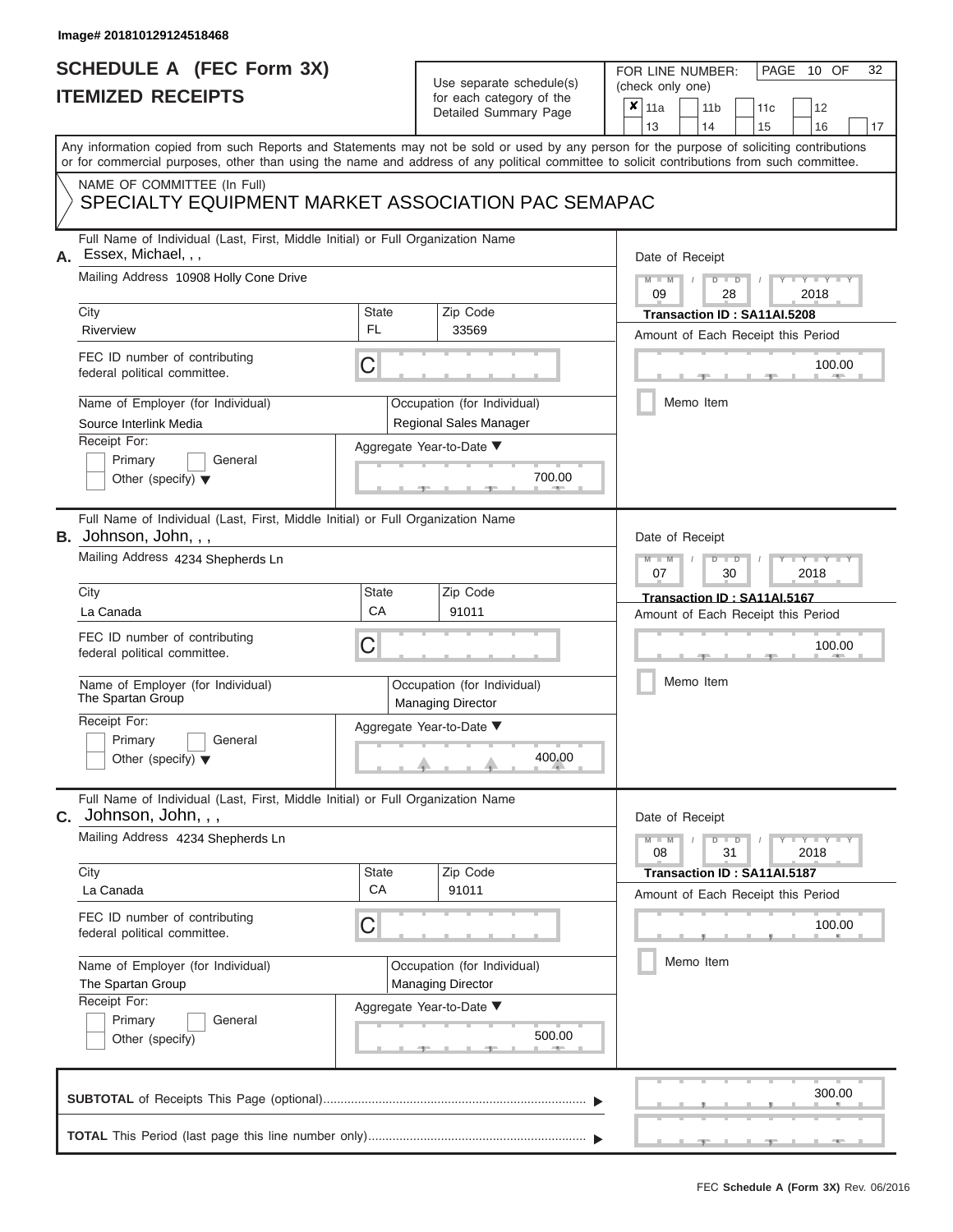Image# 201810129124518468

# SCHEDULE A (FEC Form 3X)
## ITEMIZED RECEIPTS

Use separate schedule(s) for each category of the Detailed Summary Page

FOR LINE NUMBER: (check only one)

- [x] 11a
- [ ] 11b
- [ ] 11c
- [ ] 12
- [ ] 13
- [ ] 14
- [ ] 15
- [ ] 16
- [ ] 17

Any information copied from such Reports and Statements may not be sold or used by any person for the purpose of soliciting contributions or for commercial purposes, other than using the name and address of any political committee to solicit contributions from such committee.

NAME OF COMMITTEE (In Full)
SPECIALTY EQUIPMENT MARKET ASSOCIATION PAC SEMAPAC

---

**A.** Full Name of Individual (Last, First, Middle Initial) or Full Organization Name: Essex, Michael, , ,

Mailing Address: 10908 Holly Cone Drive

| City | State | Zip Code |
|---|---|---|
| Riverview | FL | 33569 |

FEC ID number of contributing federal political committee: C

Name of Employer (for Individual): Source Interlink Media

Occupation (for Individual): Regional Sales Manager

Receipt For: Primary / General / Other (specify)

Aggregate Year-to-Date: 700.00

Date of Receipt: 09 / 28 / 2018

Transaction ID : SA11AI.5208

Amount of Each Receipt this Period: 100.00

Memo Item

---

**B.** Full Name of Individual (Last, First, Middle Initial) or Full Organization Name: Johnson, John, , ,

Mailing Address: 4234 Shepherds Ln

| City | State | Zip Code |
|---|---|---|
| La Canada | CA | 91011 |

FEC ID number of contributing federal political committee: C

Name of Employer (for Individual): The Spartan Group

Occupation (for Individual): Managing Director

Receipt For: Primary / General / Other (specify)

Aggregate Year-to-Date: 400.00

Date of Receipt: 07 / 30 / 2018

Transaction ID : SA11AI.5167

Amount of Each Receipt this Period: 100.00

Memo Item

---

**C.** Full Name of Individual (Last, First, Middle Initial) or Full Organization Name: Johnson, John, , ,

Mailing Address: 4234 Shepherds Ln

| City | State | Zip Code |
|---|---|---|
| La Canada | CA | 91011 |

FEC ID number of contributing federal political committee: C

Name of Employer (for Individual): The Spartan Group

Occupation (for Individual): Managing Director

Receipt For: Primary / General / Other (specify)

Aggregate Year-to-Date: 500.00

Date of Receipt: 08 / 31 / 2018

Transaction ID : SA11AI.5187

Amount of Each Receipt this Period: 100.00

Memo Item

---

**SUBTOTAL** of Receipts This Page (optional): 300.00

**TOTAL** This Period (last page this line number only):

FEC **Schedule A (Form 3X)** Rev. 06/2016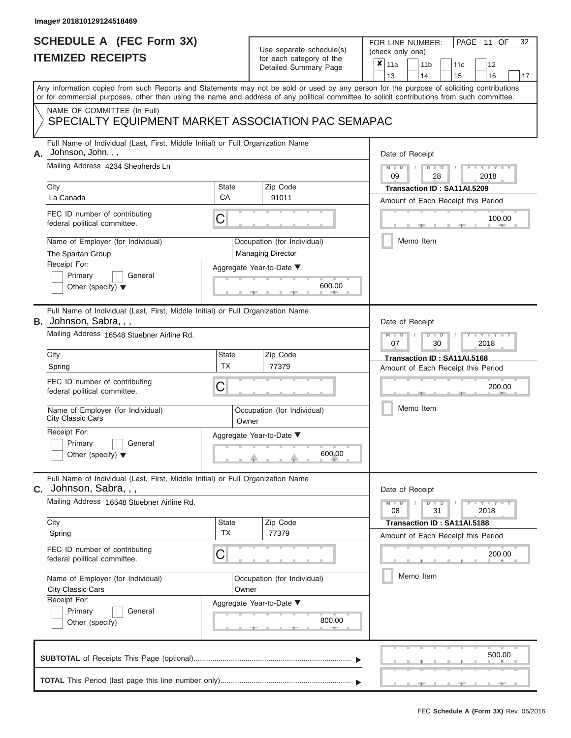Image# 201810129124518469

# SCHEDULE A (FEC Form 3X)
## ITEMIZED RECEIPTS

Use separate schedule(s) for each category of the Detailed Summary Page

FOR LINE NUMBER: (check only one)

- [x] 11a
- [ ] 11b
- [ ] 11c
- [ ] 12
- [ ] 13
- [ ] 14
- [ ] 15
- [ ] 16
- [ ] 17

PAGE 11 OF 32

Any information copied from such Reports and Statements may not be sold or used by any person for the purpose of soliciting contributions or for commercial purposes, other than using the name and address of any political committee to solicit contributions from such committee.

NAME OF COMMITTEE (In Full)
SPECIALTY EQUIPMENT MARKET ASSOCIATION PAC SEMAPAC

---

**A.** Full Name of Individual (Last, First, Middle Initial) or Full Organization Name: Johnson, John, , ,

Mailing Address: 4234 Shepherds Ln

City: La Canada | State: CA | Zip Code: 91011

FEC ID number of contributing federal political committee: C

Name of Employer (for Individual): The Spartan Group

Occupation (for Individual): Managing Director

Receipt For: Primary / General / Other (specify)

Aggregate Year-to-Date: 600.00

Date of Receipt: 09 / 28 / 2018

Transaction ID : SA11AI.5209

Amount of Each Receipt this Period: 100.00

Memo Item

---

**B.** Full Name of Individual (Last, First, Middle Initial) or Full Organization Name: Johnson, Sabra, , ,

Mailing Address: 16548 Stuebner Airline Rd.

City: Spring | State: TX | Zip Code: 77379

FEC ID number of contributing federal political committee: C

Name of Employer (for Individual): City Classic Cars

Occupation (for Individual): Owner

Receipt For: Primary / General / Other (specify)

Aggregate Year-to-Date: 600.00

Date of Receipt: 07 / 30 / 2018

Transaction ID : SA11AI.5168

Amount of Each Receipt this Period: 200.00

Memo Item

---

**C.** Full Name of Individual (Last, First, Middle Initial) or Full Organization Name: Johnson, Sabra, , ,

Mailing Address: 16548 Stuebner Airline Rd.

City: Spring | State: TX | Zip Code: 77379

FEC ID number of contributing federal political committee: C

Name of Employer (for Individual): City Classic Cars

Occupation (for Individual): Owner

Receipt For: Primary / General / Other (specify)

Aggregate Year-to-Date: 800.00

Date of Receipt: 08 / 31 / 2018

Transaction ID : SA11AI.5188

Amount of Each Receipt this Period: 200.00

Memo Item

---

**SUBTOTAL** of Receipts This Page (optional): 500.00

**TOTAL** This Period (last page this line number only):

FEC **Schedule A (Form 3X)** Rev. 06/2016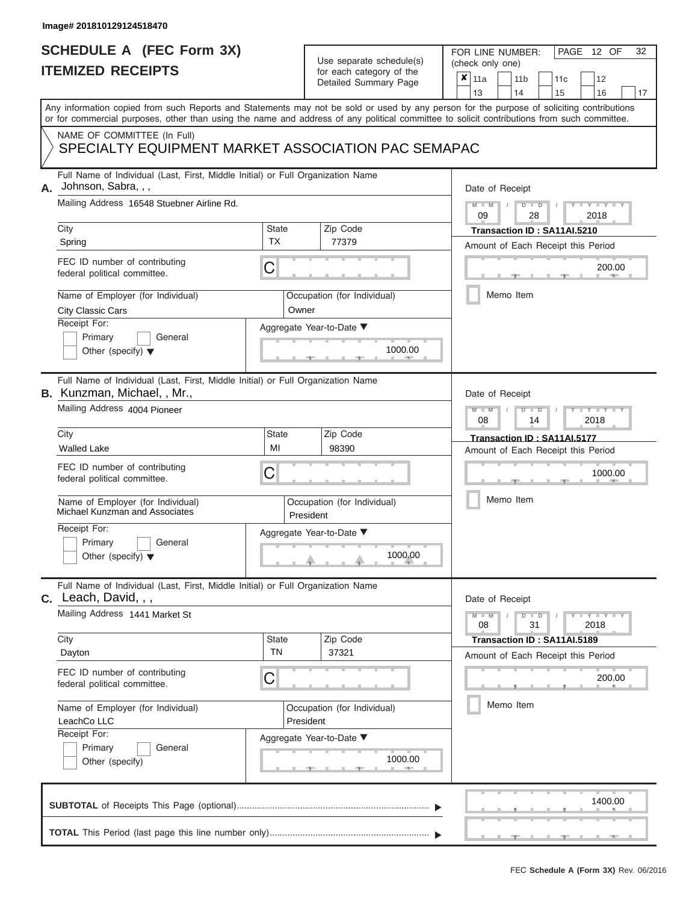Image# 201810129124518470

# SCHEDULE A (FEC Form 3X)
## ITEMIZED RECEIPTS

Use separate schedule(s) for each category of the Detailed Summary Page

FOR LINE NUMBER: (check only one)

☒ 11a ☐ 11b ☐ 11c ☐ 12 ☐ 13 ☐ 14 ☐ 15 ☐ 16 ☐ 17

PAGE 12 OF 32

Any information copied from such Reports and Statements may not be sold or used by any person for the purpose of soliciting contributions or for commercial purposes, other than using the name and address of any political committee to solicit contributions from such committee.

NAME OF COMMITTEE (In Full)
SPECIALTY EQUIPMENT MARKET ASSOCIATION PAC SEMAPAC

---

**A.** Full Name of Individual (Last, First, Middle Initial) or Full Organization Name: Johnson, Sabra, , ,

Mailing Address: 16548 Stuebner Airline Rd.

| City | State | Zip Code |
|---|---|---|
| Spring | TX | 77379 |

FEC ID number of contributing federal political committee: C

Name of Employer (for Individual): City Classic Cars

Occupation (for Individual): Owner

Receipt For: ☐ Primary ☐ General ☐ Other (specify)

Aggregate Year-to-Date: 1000.00

Date of Receipt: 09 / 28 / 2018

Transaction ID : SA11AI.5210

Amount of Each Receipt this Period: 200.00

☐ Memo Item

---

**B.** Full Name of Individual (Last, First, Middle Initial) or Full Organization Name: Kunzman, Michael, , Mr.,

Mailing Address: 4004 Pioneer

| City | State | Zip Code |
|---|---|---|
| Walled Lake | MI | 98390 |

FEC ID number of contributing federal political committee: C

Name of Employer (for Individual): Michael Kunzman and Associates

Occupation (for Individual): President

Receipt For: ☐ Primary ☐ General ☐ Other (specify)

Aggregate Year-to-Date: 1000.00

Date of Receipt: 08 / 14 / 2018

Transaction ID : SA11AI.5177

Amount of Each Receipt this Period: 1000.00

☐ Memo Item

---

**C.** Full Name of Individual (Last, First, Middle Initial) or Full Organization Name: Leach, David, , ,

Mailing Address: 1441 Market St

| City | State | Zip Code |
|---|---|---|
| Dayton | TN | 37321 |

FEC ID number of contributing federal political committee: C

Name of Employer (for Individual): LeachCo LLC

Occupation (for Individual): President

Receipt For: ☐ Primary ☐ General ☐ Other (specify)

Aggregate Year-to-Date: 1000.00

Date of Receipt: 08 / 31 / 2018

Transaction ID : SA11AI.5189

Amount of Each Receipt this Period: 200.00

☐ Memo Item

---

**SUBTOTAL** of Receipts This Page (optional): 1400.00

**TOTAL** This Period (last page this line number only):

FEC Schedule A (Form 3X) Rev. 06/2016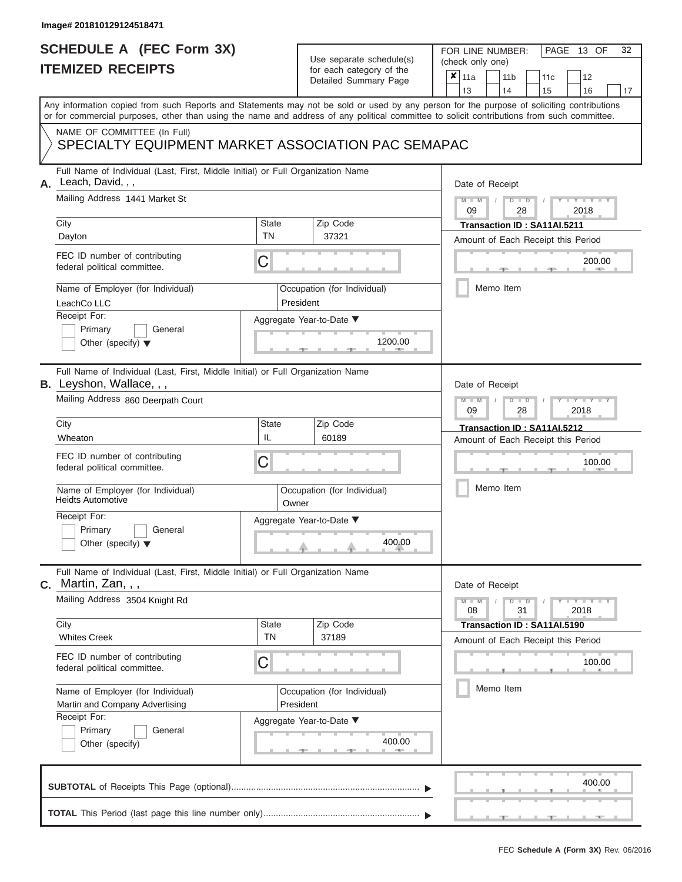Image# 201810129124518471

# SCHEDULE A (FEC Form 3X)
## ITEMIZED RECEIPTS

Use separate schedule(s) for each category of the Detailed Summary Page

FOR LINE NUMBER: (check only one)

- [x] 11a
- [ ] 11b
- [ ] 11c
- [ ] 12
- [ ] 13
- [ ] 14
- [ ] 15
- [ ] 16
- [ ] 17

Any information copied from such Reports and Statements may not be sold or used by any person for the purpose of soliciting contributions or for commercial purposes, other than using the name and address of any political committee to solicit contributions from such committee.

NAME OF COMMITTEE (In Full)
SPECIALTY EQUIPMENT MARKET ASSOCIATION PAC SEMAPAC

---

**A.** Full Name of Individual (Last, First, Middle Initial) or Full Organization Name: Leach, David, , ,

Mailing Address: 1441 Market St

City: Dayton | State: TN | Zip Code: 37321

FEC ID number of contributing federal political committee: C

Name of Employer (for Individual): LeachCo LLC

Occupation (for Individual): President

Receipt For: Primary / General / Other (specify)

Aggregate Year-to-Date: 1200.00

Date of Receipt: 09 / 28 / 2018

Transaction ID : SA11AI.5211

Amount of Each Receipt this Period: 200.00

Memo Item

---

**B.** Full Name of Individual (Last, First, Middle Initial) or Full Organization Name: Leyshon, Wallace, , ,

Mailing Address: 860 Deerpath Court

City: Wheaton | State: IL | Zip Code: 60189

FEC ID number of contributing federal political committee: C

Name of Employer (for Individual): Heidts Automotive

Occupation (for Individual): Owner

Receipt For: Primary / General / Other (specify)

Aggregate Year-to-Date: 400.00

Date of Receipt: 09 / 28 / 2018

Transaction ID : SA11AI.5212

Amount of Each Receipt this Period: 100.00

Memo Item

---

**C.** Full Name of Individual (Last, First, Middle Initial) or Full Organization Name: Martin, Zan, , ,

Mailing Address: 3504 Knight Rd

City: Whites Creek | State: TN | Zip Code: 37189

FEC ID number of contributing federal political committee: C

Name of Employer (for Individual): Martin and Company Advertising

Occupation (for Individual): President

Receipt For: Primary / General / Other (specify)

Aggregate Year-to-Date: 400.00

Date of Receipt: 08 / 31 / 2018

Transaction ID : SA11AI.5190

Amount of Each Receipt this Period: 100.00

Memo Item

---

**SUBTOTAL** of Receipts This Page (optional): 400.00

**TOTAL** This Period (last page this line number only):

FEC Schedule A (Form 3X) Rev. 06/2016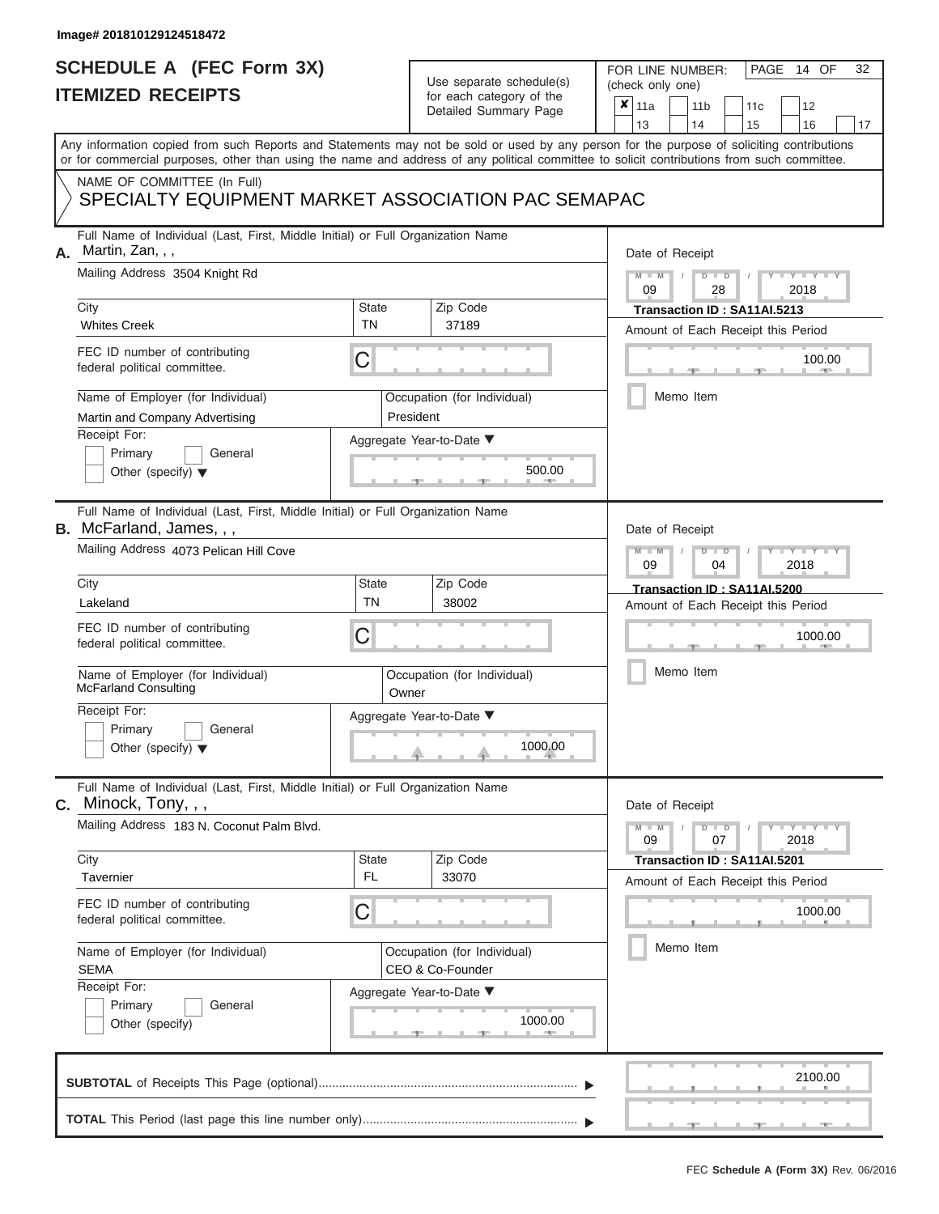Image# 201810129124518472

# SCHEDULE A (FEC Form 3X)
## ITEMIZED RECEIPTS

Use separate schedule(s) for each category of the Detailed Summary Page

FOR LINE NUMBER: (check only one)

- [x] 11a
- [ ] 11b
- [ ] 11c
- [ ] 12
- [ ] 13
- [ ] 14
- [ ] 15
- [ ] 16
- [ ] 17

PAGE 14 OF 32

Any information copied from such Reports and Statements may not be sold or used by any person for the purpose of soliciting contributions or for commercial purposes, other than using the name and address of any political committee to solicit contributions from such committee.

NAME OF COMMITTEE (In Full)

SPECIALTY EQUIPMENT MARKET ASSOCIATION PAC SEMAPAC

---

**A.** Full Name of Individual (Last, First, Middle Initial) or Full Organization Name: Martin, Zan, , ,

Mailing Address: 3504 Knight Rd

| City | State | Zip Code |
|---|---|---|
| Whites Creek | TN | 37189 |

FEC ID number of contributing federal political committee: C

Name of Employer (for Individual): Martin and Company Advertising

Occupation (for Individual): President

Receipt For: Primary / General / Other (specify)

Aggregate Year-to-Date: 500.00

Date of Receipt: 09 / 28 / 2018

Transaction ID : SA11AI.5213

Amount of Each Receipt this Period: 100.00

Memo Item

---

**B.** Full Name of Individual (Last, First, Middle Initial) or Full Organization Name: McFarland, James, , ,

Mailing Address: 4073 Pelican Hill Cove

| City | State | Zip Code |
|---|---|---|
| Lakeland | TN | 38002 |

FEC ID number of contributing federal political committee: C

Name of Employer (for Individual): McFarland Consulting

Occupation (for Individual): Owner

Receipt For: Primary / General / Other (specify)

Aggregate Year-to-Date: 1000.00

Date of Receipt: 09 / 04 / 2018

Transaction ID : SA11AI.5200

Amount of Each Receipt this Period: 1000.00

Memo Item

---

**C.** Full Name of Individual (Last, First, Middle Initial) or Full Organization Name: Minock, Tony, , ,

Mailing Address: 183 N. Coconut Palm Blvd.

| City | State | Zip Code |
|---|---|---|
| Tavernier | FL | 33070 |

FEC ID number of contributing federal political committee: C

Name of Employer (for Individual): SEMA

Occupation (for Individual): CEO & Co-Founder

Receipt For: Primary / General / Other (specify)

Aggregate Year-to-Date: 1000.00

Date of Receipt: 09 / 07 / 2018

Transaction ID : SA11AI.5201

Amount of Each Receipt this Period: 1000.00

Memo Item

---

**SUBTOTAL** of Receipts This Page (optional): 2100.00

**TOTAL** This Period (last page this line number only):

FEC Schedule A (Form 3X) Rev. 06/2016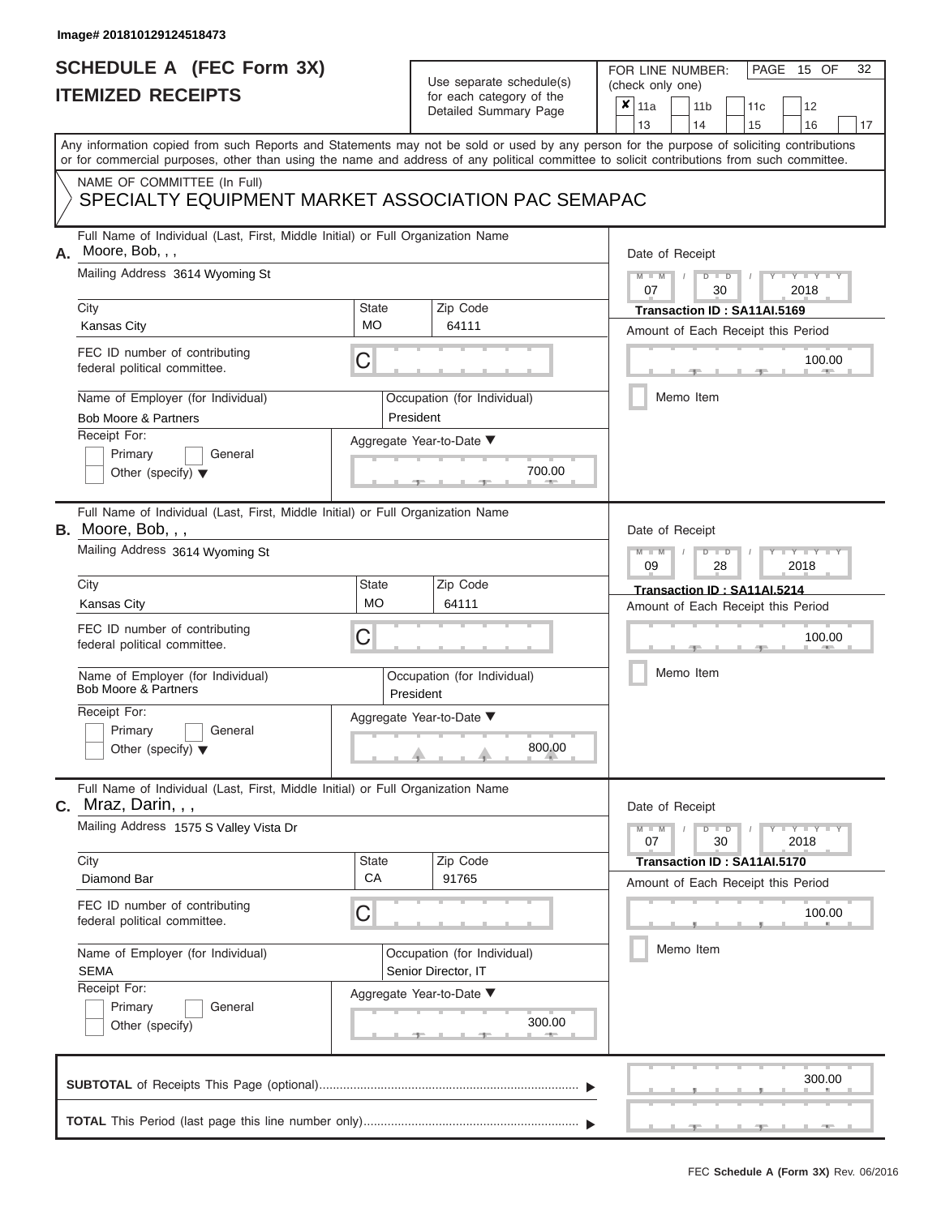Image# 201810129124518473

# SCHEDULE A (FEC Form 3X)
## ITEMIZED RECEIPTS

Use separate schedule(s) for each category of the Detailed Summary Page

FOR LINE NUMBER: (check only one)

- [x] 11a
- [ ] 11b
- [ ] 11c
- [ ] 12
- [ ] 13
- [ ] 14
- [ ] 15
- [ ] 16
- [ ] 17

Any information copied from such Reports and Statements may not be sold or used by any person for the purpose of soliciting contributions or for commercial purposes, other than using the name and address of any political committee to solicit contributions from such committee.

NAME OF COMMITTEE (In Full)
SPECIALTY EQUIPMENT MARKET ASSOCIATION PAC SEMAPAC

---

**A.** Full Name of Individual (Last, First, Middle Initial) or Full Organization Name: Moore, Bob, , ,

Mailing Address: 3614 Wyoming St

| City | State | Zip Code |
|---|---|---|
| Kansas City | MO | 64111 |

FEC ID number of contributing federal political committee: C

Name of Employer (for Individual): Bob Moore & Partners

Occupation (for Individual): President

Receipt For: Primary / General / Other (specify)

Aggregate Year-to-Date: 700.00

Date of Receipt: 07 / 30 / 2018

Transaction ID : SA11AI.5169

Amount of Each Receipt this Period: 100.00

Memo Item

---

**B.** Full Name of Individual (Last, First, Middle Initial) or Full Organization Name: Moore, Bob, , ,

Mailing Address: 3614 Wyoming St

| City | State | Zip Code |
|---|---|---|
| Kansas City | MO | 64111 |

FEC ID number of contributing federal political committee: C

Name of Employer (for Individual): Bob Moore & Partners

Occupation (for Individual): President

Receipt For: Primary / General / Other (specify)

Aggregate Year-to-Date: 800.00

Date of Receipt: 09 / 28 / 2018

Transaction ID : SA11AI.5214

Amount of Each Receipt this Period: 100.00

Memo Item

---

**C.** Full Name of Individual (Last, First, Middle Initial) or Full Organization Name: Mraz, Darin, , ,

Mailing Address: 1575 S Valley Vista Dr

| City | State | Zip Code |
|---|---|---|
| Diamond Bar | CA | 91765 |

FEC ID number of contributing federal political committee: C

Name of Employer (for Individual): SEMA

Occupation (for Individual): Senior Director, IT

Receipt For: Primary / General / Other (specify)

Aggregate Year-to-Date: 300.00

Date of Receipt: 07 / 30 / 2018

Transaction ID : SA11AI.5170

Amount of Each Receipt this Period: 100.00

Memo Item

---

**SUBTOTAL** of Receipts This Page (optional): 300.00

**TOTAL** This Period (last page this line number only):

FEC Schedule A (Form 3X) Rev. 06/2016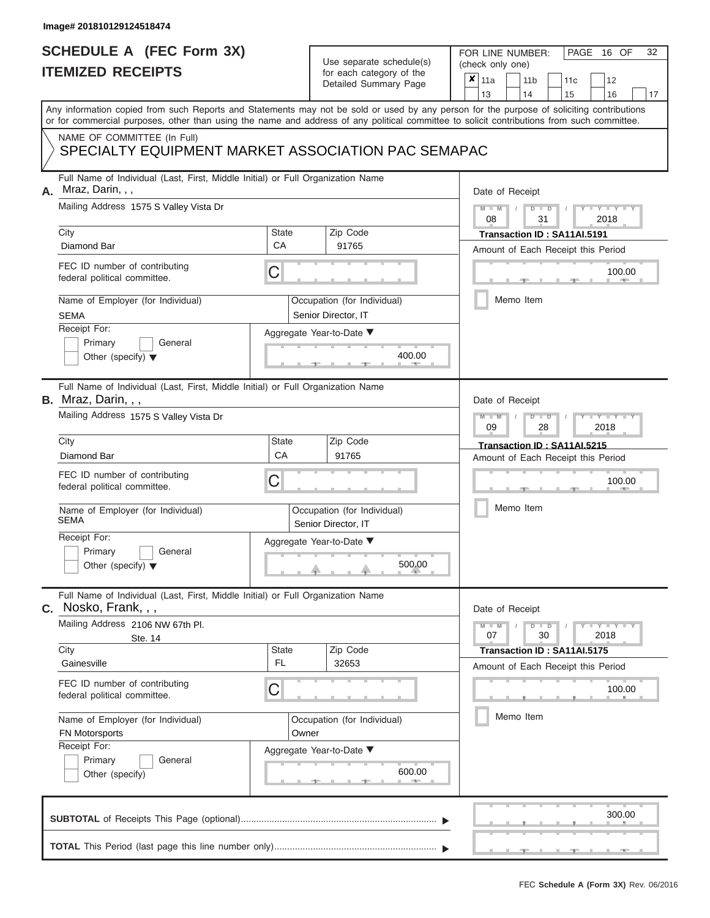Image# 201810129124518474

# SCHEDULE A (FEC Form 3X)
## ITEMIZED RECEIPTS

Use separate schedule(s) for each category of the Detailed Summary Page

FOR LINE NUMBER: (check only one)

- [x] 11a
- [ ] 11b
- [ ] 11c
- [ ] 12
- [ ] 13
- [ ] 14
- [ ] 15
- [ ] 16
- [ ] 17

PAGE 16 OF 32

Any information copied from such Reports and Statements may not be sold or used by any person for the purpose of soliciting contributions or for commercial purposes, other than using the name and address of any political committee to solicit contributions from such committee.

NAME OF COMMITTEE (In Full)
SPECIALTY EQUIPMENT MARKET ASSOCIATION PAC SEMAPAC

---

**A.** Full Name of Individual (Last, First, Middle Initial) or Full Organization Name: Mraz, Darin, , ,

Mailing Address: 1575 S Valley Vista Dr

City: Diamond Bar | State: CA | Zip Code: 91765

FEC ID number of contributing federal political committee: C

Name of Employer (for Individual): SEMA

Occupation (for Individual): Senior Director, IT

Receipt For: Primary / General / Other (specify)

Aggregate Year-to-Date: 400.00

Date of Receipt: 08 / 31 / 2018

Transaction ID : SA11AI.5191

Amount of Each Receipt this Period: 100.00

Memo Item

---

**B.** Full Name of Individual (Last, First, Middle Initial) or Full Organization Name: Mraz, Darin, , ,

Mailing Address: 1575 S Valley Vista Dr

City: Diamond Bar | State: CA | Zip Code: 91765

FEC ID number of contributing federal political committee: C

Name of Employer (for Individual): SEMA

Occupation (for Individual): Senior Director, IT

Receipt For: Primary / General / Other (specify)

Aggregate Year-to-Date: 500.00

Date of Receipt: 09 / 28 / 2018

Transaction ID : SA11AI.5215

Amount of Each Receipt this Period: 100.00

Memo Item

---

**C.** Full Name of Individual (Last, First, Middle Initial) or Full Organization Name: Nosko, Frank, , ,

Mailing Address: 2106 NW 67th Pl. Ste. 14

City: Gainesville | State: FL | Zip Code: 32653

FEC ID number of contributing federal political committee: C

Name of Employer (for Individual): FN Motorsports

Occupation (for Individual): Owner

Receipt For: Primary / General / Other (specify)

Aggregate Year-to-Date: 600.00

Date of Receipt: 07 / 30 / 2018

Transaction ID : SA11AI.5175

Amount of Each Receipt this Period: 100.00

Memo Item

---

**SUBTOTAL** of Receipts This Page (optional): 300.00

**TOTAL** This Period (last page this line number only):

FEC **Schedule A (Form 3X)** Rev. 06/2016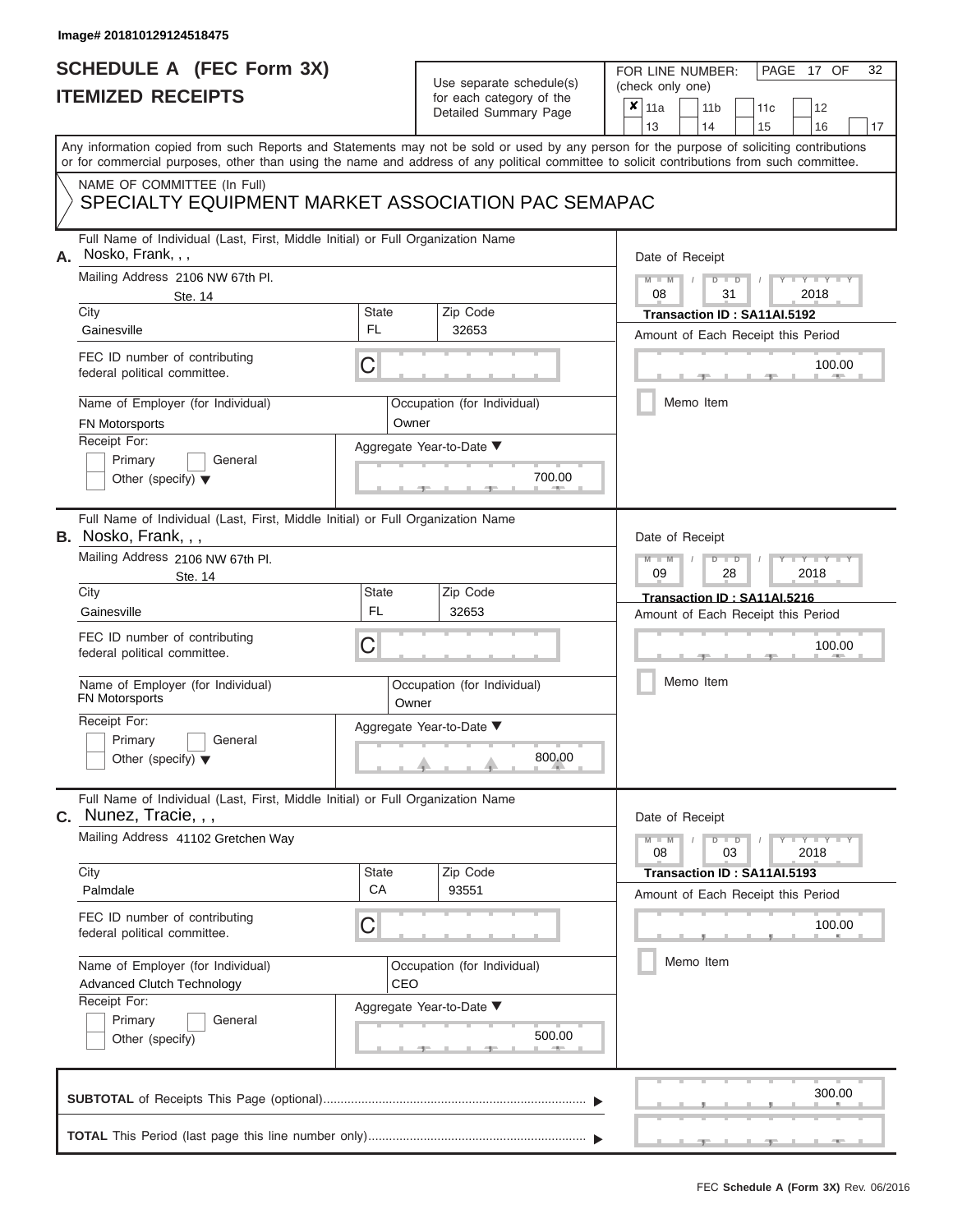Image# 201810129124518475

# SCHEDULE A (FEC Form 3X)
# ITEMIZED RECEIPTS

Use separate schedule(s) for each category of the Detailed Summary Page

FOR LINE NUMBER: (check only one)

- [x] 11a
- [ ] 11b
- [ ] 11c
- [ ] 12
- [ ] 13
- [ ] 14
- [ ] 15
- [ ] 16
- [ ] 17

Any information copied from such Reports and Statements may not be sold or used by any person for the purpose of soliciting contributions or for commercial purposes, other than using the name and address of any political committee to solicit contributions from such committee.

NAME OF COMMITTEE (In Full)
SPECIALTY EQUIPMENT MARKET ASSOCIATION PAC SEMAPAC

---

**A.** Full Name of Individual (Last, First, Middle Initial) or Full Organization Name: Nosko, Frank, , ,

Mailing Address: 2106 NW 67th Pl.
Ste. 14

City: Gainesville | State: FL | Zip Code: 32653

FEC ID number of contributing federal political committee: C

Name of Employer (for Individual): FN Motorsports
Occupation (for Individual): Owner

Receipt For: Primary [ ] General [ ] Other (specify) [ ]

Aggregate Year-to-Date: 700.00

Date of Receipt: 08 / 31 / 2018
Transaction ID : SA11AI.5192
Amount of Each Receipt this Period: 100.00
Memo Item [ ]

---

**B.** Full Name of Individual (Last, First, Middle Initial) or Full Organization Name: Nosko, Frank, , ,

Mailing Address: 2106 NW 67th Pl.
Ste. 14

City: Gainesville | State: FL | Zip Code: 32653

FEC ID number of contributing federal political committee: C

Name of Employer (for Individual): FN Motorsports
Occupation (for Individual): Owner

Receipt For: Primary [ ] General [ ] Other (specify) [ ]

Aggregate Year-to-Date: 800.00

Date of Receipt: 09 / 28 / 2018
Transaction ID : SA11AI.5216
Amount of Each Receipt this Period: 100.00
Memo Item [ ]

---

**C.** Full Name of Individual (Last, First, Middle Initial) or Full Organization Name: Nunez, Tracie, , ,

Mailing Address: 41102 Gretchen Way

City: Palmdale | State: CA | Zip Code: 93551

FEC ID number of contributing federal political committee: C

Name of Employer (for Individual): Advanced Clutch Technology
Occupation (for Individual): CEO

Receipt For: Primary [ ] General [ ] Other (specify) [ ]

Aggregate Year-to-Date: 500.00

Date of Receipt: 08 / 03 / 2018
Transaction ID : SA11AI.5193
Amount of Each Receipt this Period: 100.00
Memo Item [ ]

---

**SUBTOTAL** of Receipts This Page (optional): 300.00

**TOTAL** This Period (last page this line number only):

FEC **Schedule A (Form 3X)** Rev. 06/2016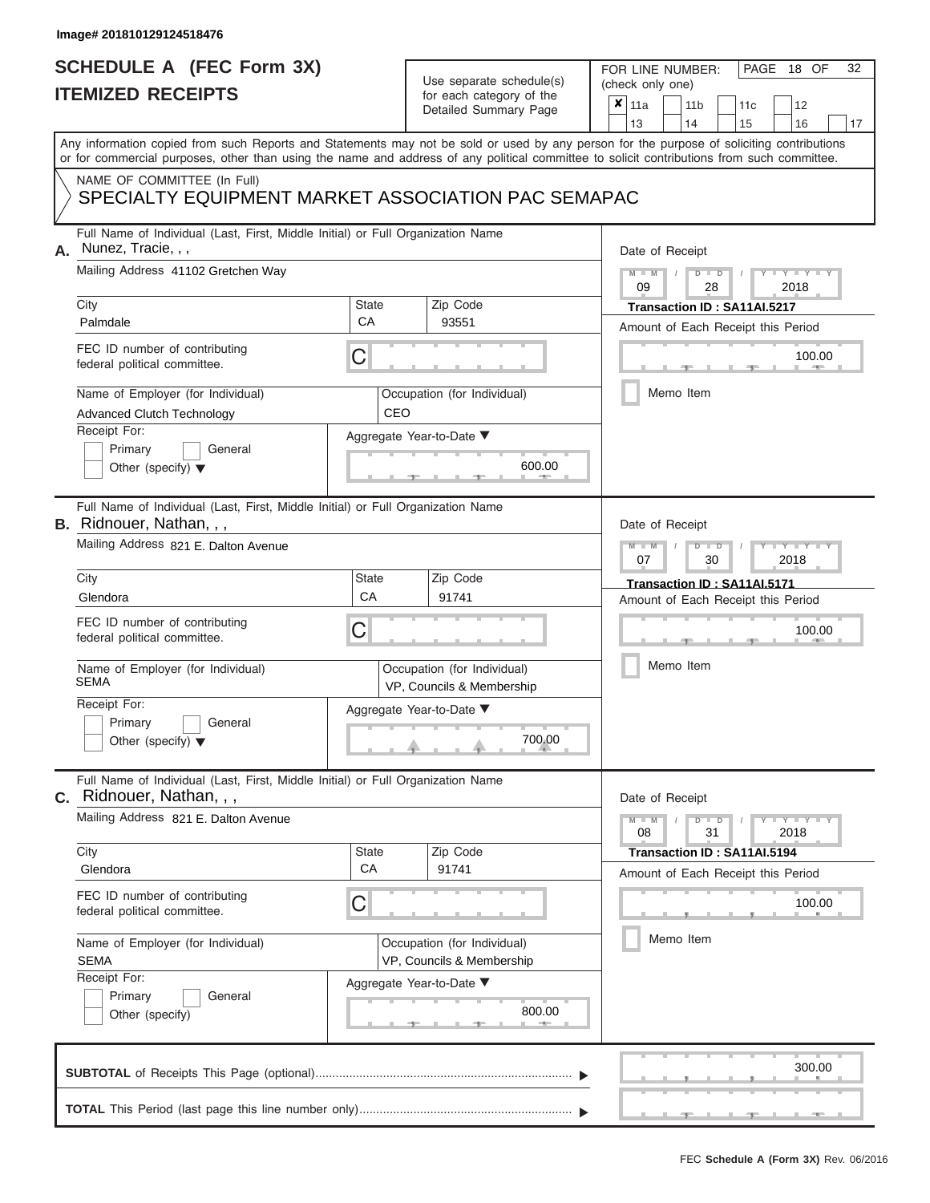Image# 201810129124518476

# SCHEDULE A (FEC Form 3X)
## ITEMIZED RECEIPTS

Use separate schedule(s) for each category of the Detailed Summary Page

FOR LINE NUMBER: (check only one)

- [x] 11a
- [ ] 11b
- [ ] 11c
- [ ] 12
- [ ] 13
- [ ] 14
- [ ] 15
- [ ] 16
- [ ] 17

Any information copied from such Reports and Statements may not be sold or used by any person for the purpose of soliciting contributions or for commercial purposes, other than using the name and address of any political committee to solicit contributions from such committee.

NAME OF COMMITTEE (In Full)
SPECIALTY EQUIPMENT MARKET ASSOCIATION PAC SEMAPAC

---

**A.** Full Name of Individual (Last, First, Middle Initial) or Full Organization Name: Nunez, Tracie, , ,

Mailing Address: 41102 Gretchen Way

| City | State | Zip Code |
|---|---|---|
| Palmdale | CA | 93551 |

FEC ID number of contributing federal political committee: C

Name of Employer (for Individual): Advanced Clutch Technology

Occupation (for Individual): CEO

Receipt For: Primary / General / Other (specify)

Aggregate Year-to-Date: 600.00

Date of Receipt: 09 / 28 / 2018

Transaction ID : SA11AI.5217

Amount of Each Receipt this Period: 100.00

Memo Item

---

**B.** Full Name of Individual (Last, First, Middle Initial) or Full Organization Name: Ridnouer, Nathan, , ,

Mailing Address: 821 E. Dalton Avenue

| City | State | Zip Code |
|---|---|---|
| Glendora | CA | 91741 |

FEC ID number of contributing federal political committee: C

Name of Employer (for Individual): SEMA

Occupation (for Individual): VP, Councils & Membership

Receipt For: Primary / General / Other (specify)

Aggregate Year-to-Date: 700.00

Date of Receipt: 07 / 30 / 2018

Transaction ID : SA11AI.5171

Amount of Each Receipt this Period: 100.00

Memo Item

---

**C.** Full Name of Individual (Last, First, Middle Initial) or Full Organization Name: Ridnouer, Nathan, , ,

Mailing Address: 821 E. Dalton Avenue

| City | State | Zip Code |
|---|---|---|
| Glendora | CA | 91741 |

FEC ID number of contributing federal political committee: C

Name of Employer (for Individual): SEMA

Occupation (for Individual): VP, Councils & Membership

Receipt For: Primary / General / Other (specify)

Aggregate Year-to-Date: 800.00

Date of Receipt: 08 / 31 / 2018

Transaction ID : SA11AI.5194

Amount of Each Receipt this Period: 100.00

Memo Item

---

**SUBTOTAL** of Receipts This Page (optional): 300.00

**TOTAL** This Period (last page this line number only):

FEC Schedule A (Form 3X) Rev. 06/2016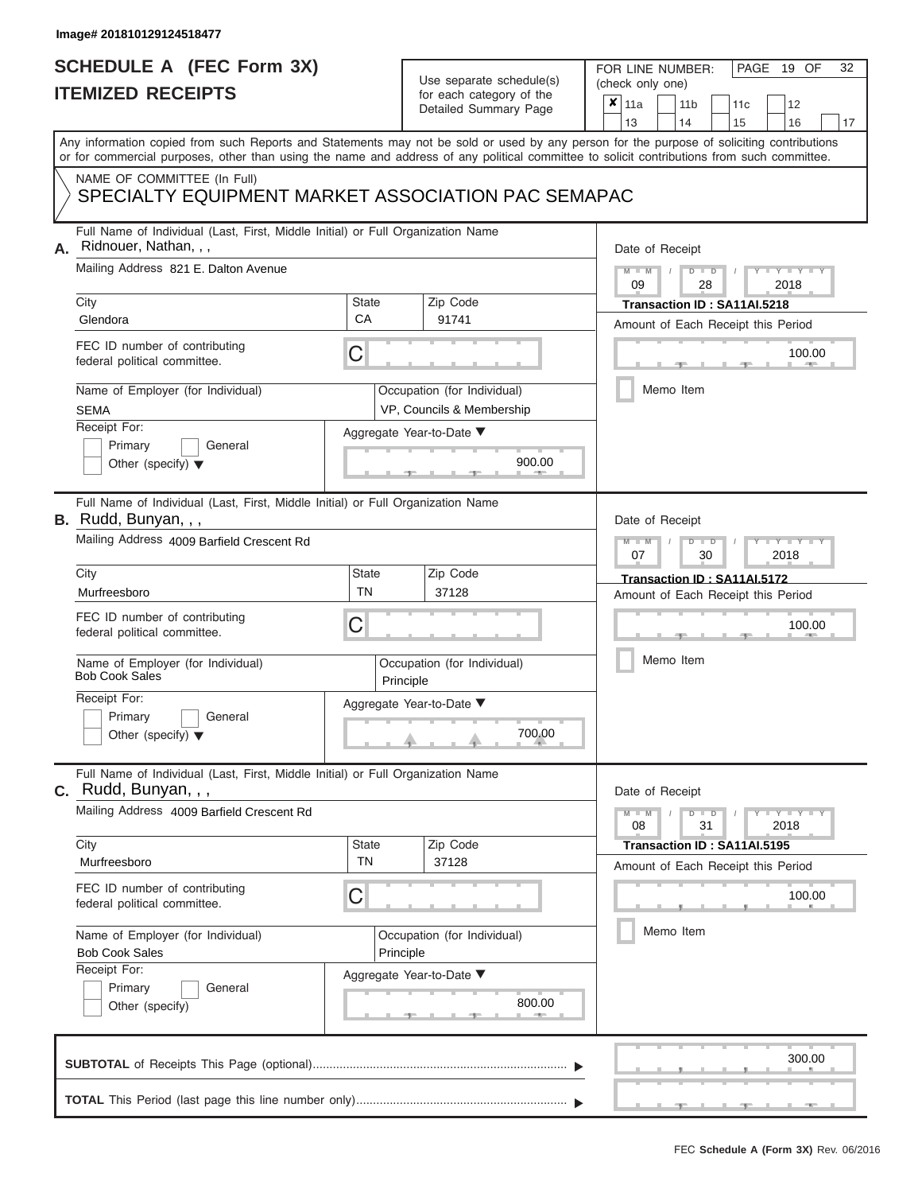Image# 201810129124518477

# SCHEDULE A (FEC Form 3X)
## ITEMIZED RECEIPTS

Use separate schedule(s) for each category of the Detailed Summary Page

FOR LINE NUMBER: (check only one)

- [x] 11a
- [ ] 11b
- [ ] 11c
- [ ] 12
- [ ] 13
- [ ] 14
- [ ] 15
- [ ] 16
- [ ] 17

Any information copied from such Reports and Statements may not be sold or used by any person for the purpose of soliciting contributions or for commercial purposes, other than using the name and address of any political committee to solicit contributions from such committee.

NAME OF COMMITTEE (In Full)

SPECIALTY EQUIPMENT MARKET ASSOCIATION PAC SEMAPAC

---

**A.** Full Name of Individual (Last, First, Middle Initial) or Full Organization Name: Ridnouer, Nathan, , ,

Mailing Address: 821 E. Dalton Avenue

City: Glendora | State: CA | Zip Code: 91741

FEC ID number of contributing federal political committee: C

Name of Employer (for Individual): SEMA

Occupation (for Individual): VP, Councils & Membership

Receipt For: Primary / General / Other (specify)

Aggregate Year-to-Date: 900.00

Date of Receipt: 09 / 28 / 2018

Transaction ID : SA11AI.5218

Amount of Each Receipt this Period: 100.00

Memo Item

---

**B.** Full Name of Individual (Last, First, Middle Initial) or Full Organization Name: Rudd, Bunyan, , ,

Mailing Address: 4009 Barfield Crescent Rd

City: Murfreesboro | State: TN | Zip Code: 37128

FEC ID number of contributing federal political committee: C

Name of Employer (for Individual): Bob Cook Sales

Occupation (for Individual): Principle

Receipt For: Primary / General / Other (specify)

Aggregate Year-to-Date: 700.00

Date of Receipt: 07 / 30 / 2018

Transaction ID : SA11AI.5172

Amount of Each Receipt this Period: 100.00

Memo Item

---

**C.** Full Name of Individual (Last, First, Middle Initial) or Full Organization Name: Rudd, Bunyan, , ,

Mailing Address: 4009 Barfield Crescent Rd

City: Murfreesboro | State: TN | Zip Code: 37128

FEC ID number of contributing federal political committee: C

Name of Employer (for Individual): Bob Cook Sales

Occupation (for Individual): Principle

Receipt For: Primary / General / Other (specify)

Aggregate Year-to-Date: 800.00

Date of Receipt: 08 / 31 / 2018

Transaction ID : SA11AI.5195

Amount of Each Receipt this Period: 100.00

Memo Item

---

**SUBTOTAL** of Receipts This Page (optional): 300.00

**TOTAL** This Period (last page this line number only):

FEC **Schedule A (Form 3X)** Rev. 06/2016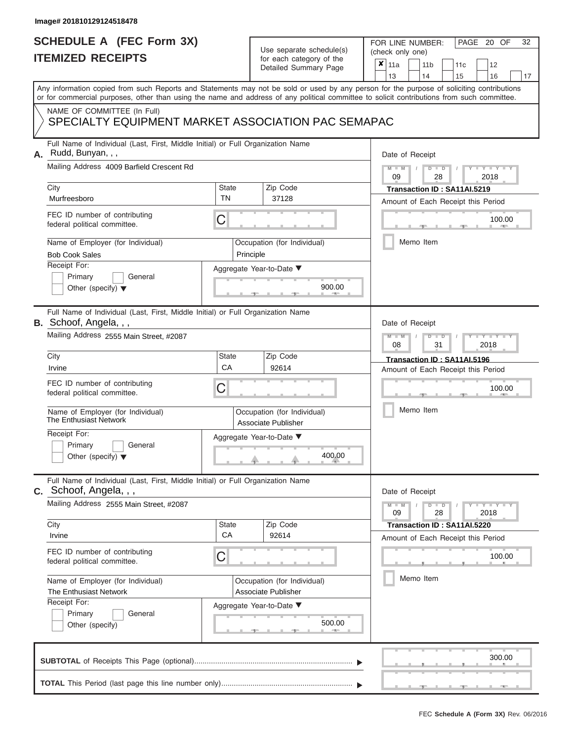Image# 201810129124518478

# SCHEDULE A (FEC Form 3X)
## ITEMIZED RECEIPTS

Use separate schedule(s) for each category of the Detailed Summary Page

FOR LINE NUMBER: (check only one)

- [x] 11a
- [ ] 11b
- [ ] 11c
- [ ] 12
- [ ] 13
- [ ] 14
- [ ] 15
- [ ] 16
- [ ] 17

Any information copied from such Reports and Statements may not be sold or used by any person for the purpose of soliciting contributions or for commercial purposes, other than using the name and address of any political committee to solicit contributions from such committee.

NAME OF COMMITTEE (In Full)
SPECIALTY EQUIPMENT MARKET ASSOCIATION PAC SEMAPAC

---

**A.** Full Name of Individual (Last, First, Middle Initial) or Full Organization Name: Rudd, Bunyan, , ,

Mailing Address: 4009 Barfield Crescent Rd

| City | State | Zip Code |
|---|---|---|
| Murfreesboro | TN | 37128 |

FEC ID number of contributing federal political committee: C

Name of Employer (for Individual): Bob Cook Sales
Occupation (for Individual): Principle

Receipt For: Primary / General / Other (specify)

Aggregate Year-to-Date: 900.00

Date of Receipt: 09 / 28 / 2018
Transaction ID : SA11AI.5219
Amount of Each Receipt this Period: 100.00
Memo Item

---

**B.** Full Name of Individual (Last, First, Middle Initial) or Full Organization Name: Schoof, Angela, , ,

Mailing Address: 2555 Main Street, #2087

| City | State | Zip Code |
|---|---|---|
| Irvine | CA | 92614 |

FEC ID number of contributing federal political committee: C

Name of Employer (for Individual): The Enthusiast Network
Occupation (for Individual): Associate Publisher

Receipt For: Primary / General / Other (specify)

Aggregate Year-to-Date: 400.00

Date of Receipt: 08 / 31 / 2018
Transaction ID : SA11AI.5196
Amount of Each Receipt this Period: 100.00
Memo Item

---

**C.** Full Name of Individual (Last, First, Middle Initial) or Full Organization Name: Schoof, Angela, , ,

Mailing Address: 2555 Main Street, #2087

| City | State | Zip Code |
|---|---|---|
| Irvine | CA | 92614 |

FEC ID number of contributing federal political committee: C

Name of Employer (for Individual): The Enthusiast Network
Occupation (for Individual): Associate Publisher

Receipt For: Primary / General / Other (specify)

Aggregate Year-to-Date: 500.00

Date of Receipt: 09 / 28 / 2018
Transaction ID : SA11AI.5220
Amount of Each Receipt this Period: 100.00
Memo Item

---

**SUBTOTAL** of Receipts This Page (optional): 300.00

**TOTAL** This Period (last page this line number only):

FEC **Schedule A (Form 3X)** Rev. 06/2016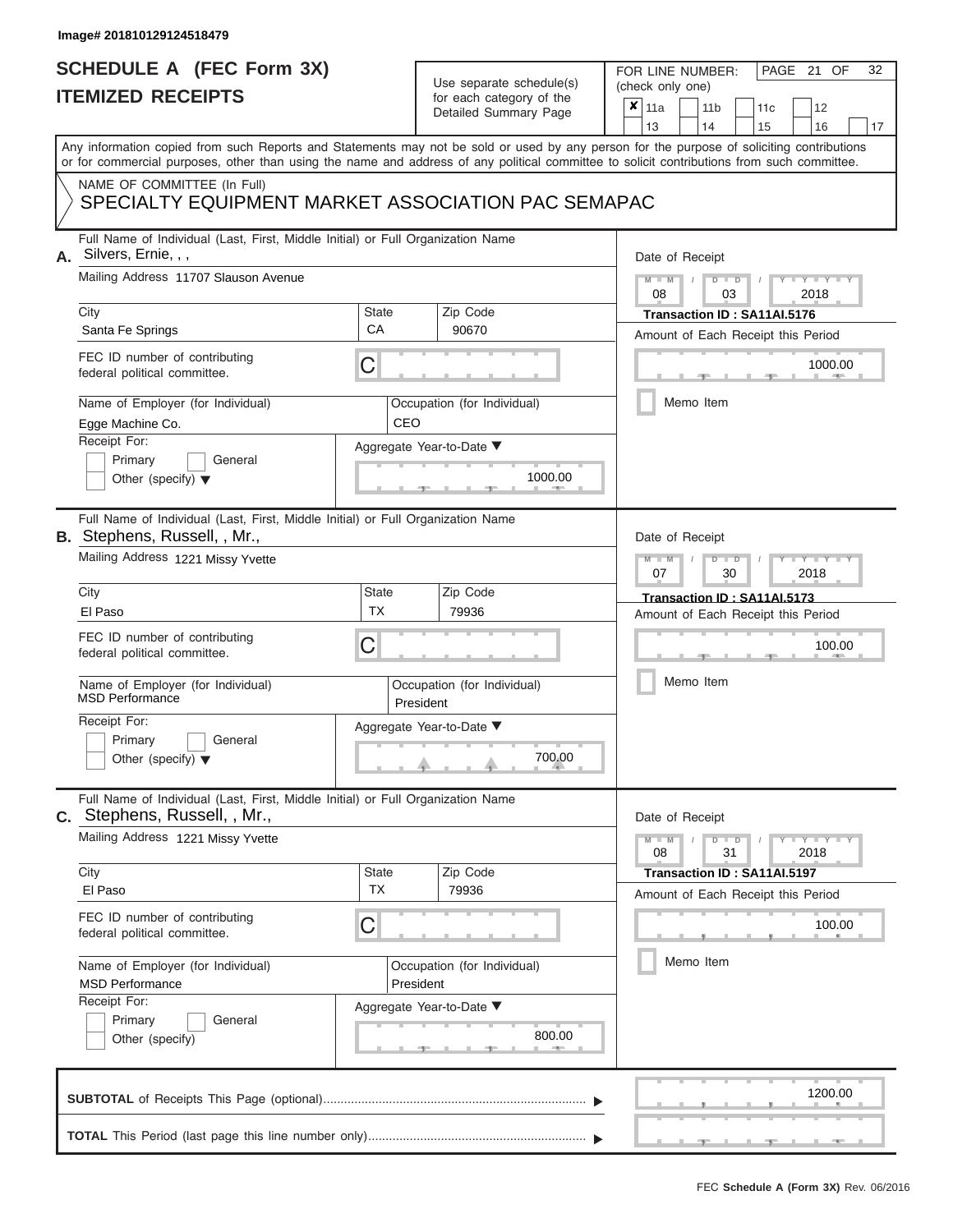Image# 201810129124518479

# SCHEDULE A (FEC Form 3X)
## ITEMIZED RECEIPTS

Use separate schedule(s) for each category of the Detailed Summary Page

FOR LINE NUMBER: (check only one)

| ✘ 11a | 11b | 11c | 12 |
|---|---|---|---|
| 13 | 14 | 15 | 16 | 17 |

PAGE 21 OF 32

Any information copied from such Reports and Statements may not be sold or used by any person for the purpose of soliciting contributions or for commercial purposes, other than using the name and address of any political committee to solicit contributions from such committee.

NAME OF COMMITTEE (In Full)
SPECIALTY EQUIPMENT MARKET ASSOCIATION PAC SEMAPAC

---

**A.** Full Name of Individual (Last, First, Middle Initial) or Full Organization Name: Silvers, Ernie, , ,

Mailing Address: 11707 Slauson Avenue

City: Santa Fe Springs | State: CA | Zip Code: 90670

FEC ID number of contributing federal political committee: C

Name of Employer (for Individual): Egge Machine Co.

Occupation (for Individual): CEO

Receipt For: Primary / General / Other (specify)

Aggregate Year-to-Date: 1000.00

Date of Receipt: 08 / 03 / 2018

Transaction ID : SA11AI.5176

Amount of Each Receipt this Period: 1000.00

Memo Item

---

**B.** Full Name of Individual (Last, First, Middle Initial) or Full Organization Name: Stephens, Russell, , Mr.,

Mailing Address: 1221 Missy Yvette

City: El Paso | State: TX | Zip Code: 79936

FEC ID number of contributing federal political committee: C

Name of Employer (for Individual): MSD Performance

Occupation (for Individual): President

Receipt For: Primary / General / Other (specify)

Aggregate Year-to-Date: 700.00

Date of Receipt: 07 / 30 / 2018

Transaction ID : SA11AI.5173

Amount of Each Receipt this Period: 100.00

Memo Item

---

**C.** Full Name of Individual (Last, First, Middle Initial) or Full Organization Name: Stephens, Russell, , Mr.,

Mailing Address: 1221 Missy Yvette

City: El Paso | State: TX | Zip Code: 79936

FEC ID number of contributing federal political committee: C

Name of Employer (for Individual): MSD Performance

Occupation (for Individual): President

Receipt For: Primary / General / Other (specify)

Aggregate Year-to-Date: 800.00

Date of Receipt: 08 / 31 / 2018

Transaction ID : SA11AI.5197

Amount of Each Receipt this Period: 100.00

Memo Item

---

**SUBTOTAL** of Receipts This Page (optional): 1200.00

**TOTAL** This Period (last page this line number only):

FEC Schedule A (Form 3X) Rev. 06/2016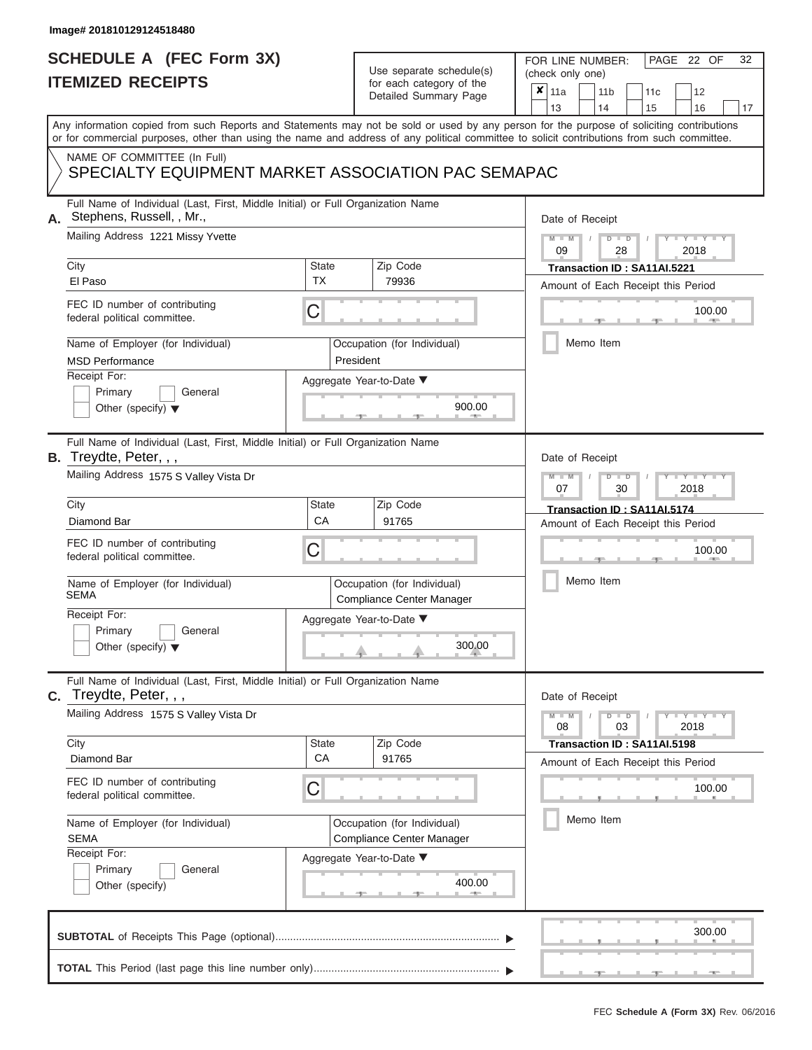Image# 201810129124518480

# SCHEDULE A (FEC Form 3X)
## ITEMIZED RECEIPTS

Use separate schedule(s) for each category of the Detailed Summary Page

FOR LINE NUMBER: (check only one)

☒ 11a ☐ 11b ☐ 11c ☐ 12 ☐ 13 ☐ 14 ☐ 15 ☐ 16 ☐ 17

PAGE 22 OF 32

Any information copied from such Reports and Statements may not be sold or used by any person for the purpose of soliciting contributions or for commercial purposes, other than using the name and address of any political committee to solicit contributions from such committee.

NAME OF COMMITTEE (In Full)
SPECIALTY EQUIPMENT MARKET ASSOCIATION PAC SEMAPAC

---

**A.** Full Name of Individual (Last, First, Middle Initial) or Full Organization Name: Stephens, Russell, , Mr.,

Mailing Address: 1221 Missy Yvette

City: El Paso | State: TX | Zip Code: 79936

FEC ID number of contributing federal political committee: C

Name of Employer (for Individual): MSD Performance

Occupation (for Individual): President

Receipt For: ☐ Primary ☐ General ☐ Other (specify)

Aggregate Year-to-Date: 900.00

Date of Receipt: 09 / 28 / 2018

Transaction ID : SA11AI.5221

Amount of Each Receipt this Period: 100.00

☐ Memo Item

---

**B.** Full Name of Individual (Last, First, Middle Initial) or Full Organization Name: Treydte, Peter, , ,

Mailing Address: 1575 S Valley Vista Dr

City: Diamond Bar | State: CA | Zip Code: 91765

FEC ID number of contributing federal political committee: C

Name of Employer (for Individual): SEMA

Occupation (for Individual): Compliance Center Manager

Receipt For: ☐ Primary ☐ General ☐ Other (specify)

Aggregate Year-to-Date: 300.00

Date of Receipt: 07 / 30 / 2018

Transaction ID : SA11AI.5174

Amount of Each Receipt this Period: 100.00

☐ Memo Item

---

**C.** Full Name of Individual (Last, First, Middle Initial) or Full Organization Name: Treydte, Peter, , ,

Mailing Address: 1575 S Valley Vista Dr

City: Diamond Bar | State: CA | Zip Code: 91765

FEC ID number of contributing federal political committee: C

Name of Employer (for Individual): SEMA

Occupation (for Individual): Compliance Center Manager

Receipt For: ☐ Primary ☐ General ☐ Other (specify)

Aggregate Year-to-Date: 400.00

Date of Receipt: 08 / 03 / 2018

Transaction ID : SA11AI.5198

Amount of Each Receipt this Period: 100.00

☐ Memo Item

---

**SUBTOTAL** of Receipts This Page (optional): 300.00

**TOTAL** This Period (last page this line number only):

FEC Schedule A (Form 3X) Rev. 06/2016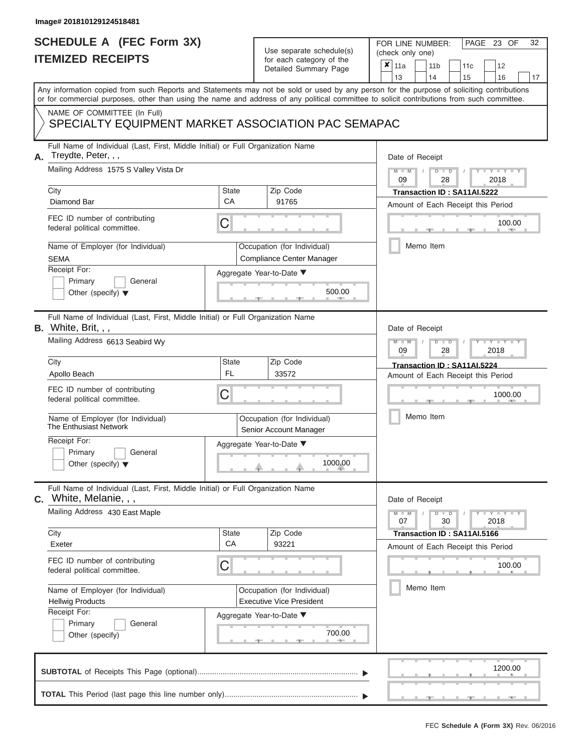Image# 201810129124518481

# SCHEDULE A (FEC Form 3X)
## ITEMIZED RECEIPTS

Use separate schedule(s) for each category of the Detailed Summary Page

FOR LINE NUMBER: (check only one)

- [x] 11a
- [ ] 11b
- [ ] 11c
- [ ] 12
- [ ] 13
- [ ] 14
- [ ] 15
- [ ] 16
- [ ] 17

PAGE 23 OF 32

Any information copied from such Reports and Statements may not be sold or used by any person for the purpose of soliciting contributions or for commercial purposes, other than using the name and address of any political committee to solicit contributions from such committee.

NAME OF COMMITTEE (In Full)
SPECIALTY EQUIPMENT MARKET ASSOCIATION PAC SEMAPAC

---

**A.** Full Name of Individual (Last, First, Middle Initial) or Full Organization Name: Treydte, Peter, , ,

Mailing Address: 1575 S Valley Vista Dr

City: Diamond Bar | State: CA | Zip Code: 91765

FEC ID number of contributing federal political committee: C

Name of Employer (for Individual): SEMA

Occupation (for Individual): Compliance Center Manager

Receipt For: Primary / General / Other (specify)

Aggregate Year-to-Date: 500.00

Date of Receipt: 09 / 28 / 2018

Transaction ID : SA11AI.5222

Amount of Each Receipt this Period: 100.00

Memo Item

---

**B.** Full Name of Individual (Last, First, Middle Initial) or Full Organization Name: White, Brit, , ,

Mailing Address: 6613 Seabird Wy

City: Apollo Beach | State: FL | Zip Code: 33572

FEC ID number of contributing federal political committee: C

Name of Employer (for Individual): The Enthusiast Network

Occupation (for Individual): Senior Account Manager

Receipt For: Primary / General / Other (specify)

Aggregate Year-to-Date: 1000.00

Date of Receipt: 09 / 28 / 2018

Transaction ID : SA11AI.5224

Amount of Each Receipt this Period: 1000.00

Memo Item

---

**C.** Full Name of Individual (Last, First, Middle Initial) or Full Organization Name: White, Melanie, , ,

Mailing Address: 430 East Maple

City: Exeter | State: CA | Zip Code: 93221

FEC ID number of contributing federal political committee: C

Name of Employer (for Individual): Hellwig Products

Occupation (for Individual): Executive Vice President

Receipt For: Primary / General / Other (specify)

Aggregate Year-to-Date: 700.00

Date of Receipt: 07 / 30 / 2018

Transaction ID : SA11AI.5166

Amount of Each Receipt this Period: 100.00

Memo Item

---

**SUBTOTAL** of Receipts This Page (optional): 1200.00

**TOTAL** This Period (last page this line number only):

FEC Schedule A (Form 3X) Rev. 06/2016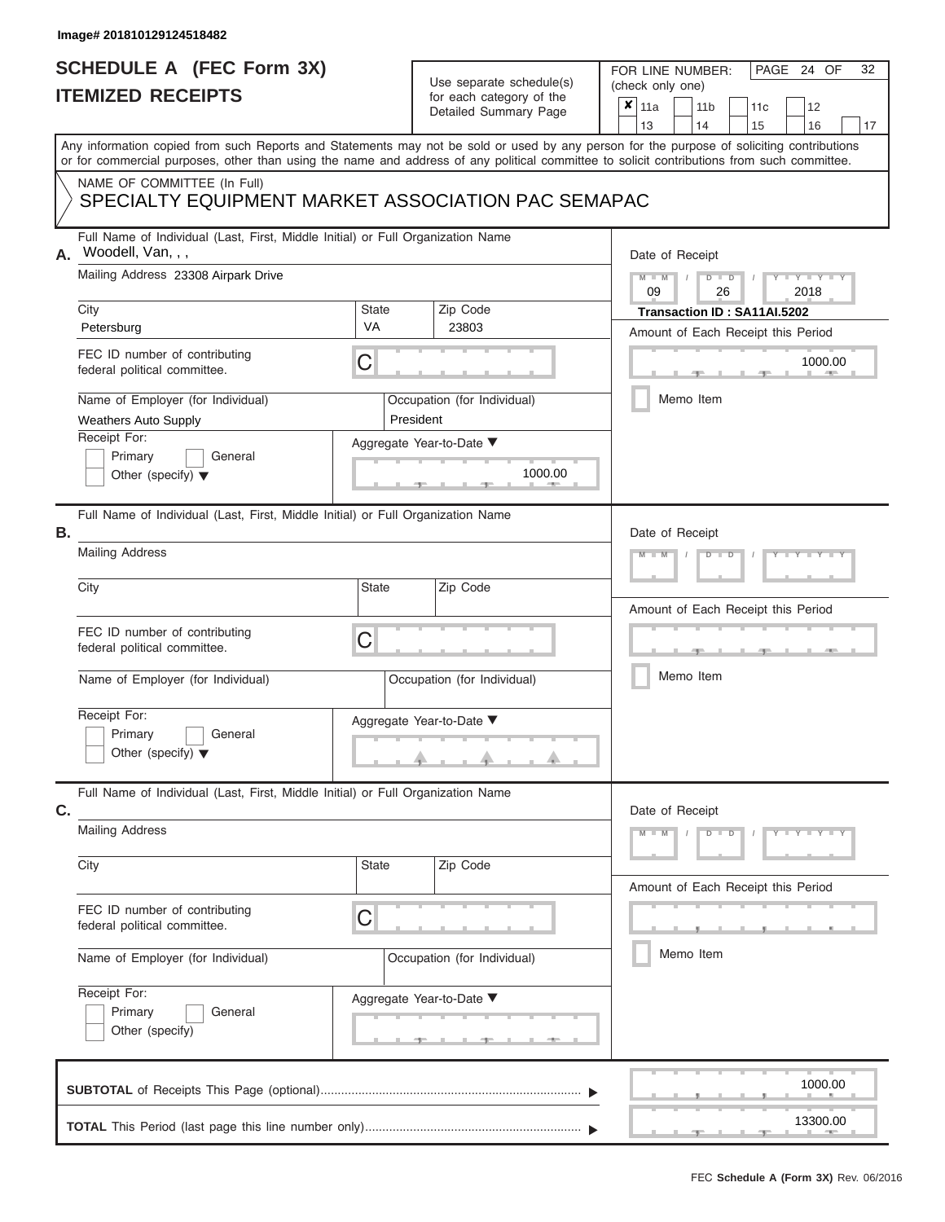Image# 201810129124518482

# SCHEDULE A (FEC Form 3X)
## ITEMIZED RECEIPTS

Use separate schedule(s) for each category of the Detailed Summary Page

FOR LINE NUMBER: (check only one)

- [x] 11a
- [ ] 11b
- [ ] 11c
- [ ] 12
- [ ] 13
- [ ] 14
- [ ] 15
- [ ] 16
- [ ] 17

PAGE 24 OF 32

Any information copied from such Reports and Statements may not be sold or used by any person for the purpose of soliciting contributions or for commercial purposes, other than using the name and address of any political committee to solicit contributions from such committee.

NAME OF COMMITTEE (In Full)
SPECIALTY EQUIPMENT MARKET ASSOCIATION PAC SEMAPAC

**A.** Full Name of Individual (Last, First, Middle Initial) or Full Organization Name: Woodell, Van, , ,

Mailing Address: 23308 Airpark Drive

City: Petersburg | State: VA | Zip Code: 23803

FEC ID number of contributing federal political committee: C

Name of Employer (for Individual): Weathers Auto Supply

Occupation (for Individual): President

Receipt For: Primary / General / Other (specify)

Aggregate Year-to-Date: 1000.00

Date of Receipt: 09 / 26 / 2018

**Transaction ID : SA11AI.5202**

Amount of Each Receipt this Period: 1000.00

Memo Item

**B.** Full Name of Individual (Last, First, Middle Initial) or Full Organization Name:

Mailing Address:

City: | State: | Zip Code:

FEC ID number of contributing federal political committee: C

Name of Employer (for Individual):

Occupation (for Individual):

Receipt For: Primary / General / Other (specify)

Aggregate Year-to-Date:

Date of Receipt:

Amount of Each Receipt this Period:

Memo Item

**C.** Full Name of Individual (Last, First, Middle Initial) or Full Organization Name:

Mailing Address:

City: | State: | Zip Code:

FEC ID number of contributing federal political committee: C

Name of Employer (for Individual):

Occupation (for Individual):

Receipt For: Primary / General / Other (specify)

Aggregate Year-to-Date:

Date of Receipt:

Amount of Each Receipt this Period:

Memo Item

**SUBTOTAL** of Receipts This Page (optional): 1000.00

**TOTAL** This Period (last page this line number only): 13300.00

FEC **Schedule A (Form 3X)** Rev. 06/2016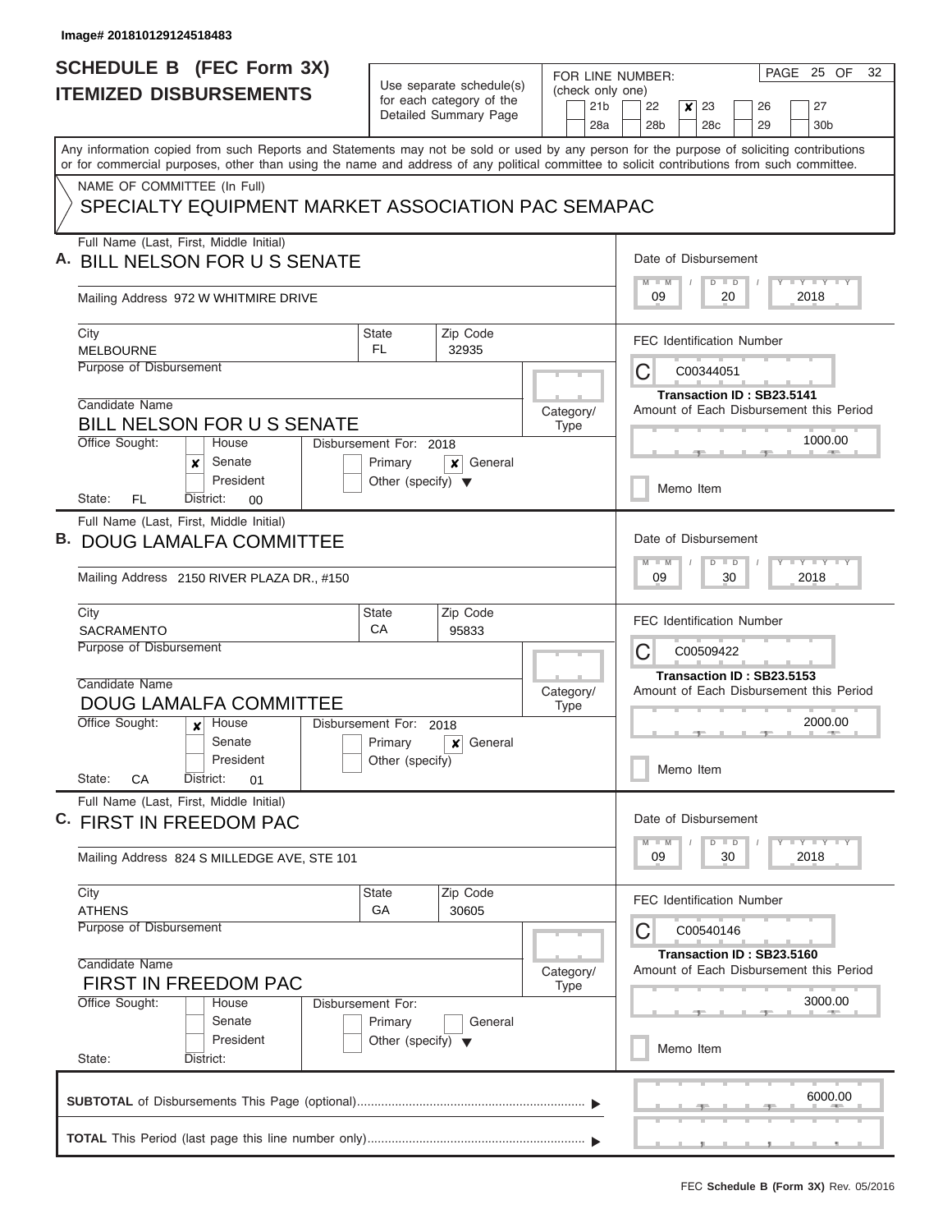Image# 201810129124518483

# SCHEDULE B (FEC Form 3X)
## ITEMIZED DISBURSEMENTS

Use separate schedule(s) for each category of the Detailed Summary Page

FOR LINE NUMBER: (check only one)
21b | 22 | **x** 23 | 26 | 27
28a | 28b | 28c | 29 | 30b

Any information copied from such Reports and Statements may not be sold or used by any person for the purpose of soliciting contributions or for commercial purposes, other than using the name and address of any political committee to solicit contributions from such committee.

NAME OF COMMITTEE (In Full)
SPECIALTY EQUIPMENT MARKET ASSOCIATION PAC SEMAPAC

---

**A.** Full Name (Last, First, Middle Initial): BILL NELSON FOR U S SENATE

Mailing Address: 972 W WHITMIRE DRIVE

City: MELBOURNE | State: FL | Zip Code: 32935

Purpose of Disbursement:

Candidate Name: BILL NELSON FOR U S SENATE

Category/Type:

Office Sought: [ ] House [x] Senate [ ] President
State: FL District: 00

Disbursement For: 2018 [ ] Primary [x] General [ ] Other (specify)

Date of Disbursement: 09 / 20 / 2018

FEC Identification Number: C00344051

Transaction ID : SB23.5141

Amount of Each Disbursement this Period: 1000.00

[ ] Memo Item

---

**B.** Full Name (Last, First, Middle Initial): DOUG LAMALFA COMMITTEE

Mailing Address: 2150 RIVER PLAZA DR., #150

City: SACRAMENTO | State: CA | Zip Code: 95833

Purpose of Disbursement:

Candidate Name: DOUG LAMALFA COMMITTEE

Category/Type:

Office Sought: [x] House [ ] Senate [ ] President
State: CA District: 01

Disbursement For: 2018 [ ] Primary [x] General [ ] Other (specify)

Date of Disbursement: 09 / 30 / 2018

FEC Identification Number: C00509422

Transaction ID : SB23.5153

Amount of Each Disbursement this Period: 2000.00

[ ] Memo Item

---

**C.** Full Name (Last, First, Middle Initial): FIRST IN FREEDOM PAC

Mailing Address: 824 S MILLEDGE AVE, STE 101

City: ATHENS | State: GA | Zip Code: 30605

Purpose of Disbursement:

Candidate Name: FIRST IN FREEDOM PAC

Category/Type:

Office Sought: [ ] House [ ] Senate [ ] President
State: District:

Disbursement For: [ ] Primary [ ] General [ ] Other (specify)

Date of Disbursement: 09 / 30 / 2018

FEC Identification Number: C00540146

Transaction ID : SB23.5160

Amount of Each Disbursement this Period: 3000.00

[ ] Memo Item

---

**SUBTOTAL** of Disbursements This Page (optional): 6000.00

**TOTAL** This Period (last page this line number only):

FEC **Schedule B (Form 3X)** Rev. 05/2016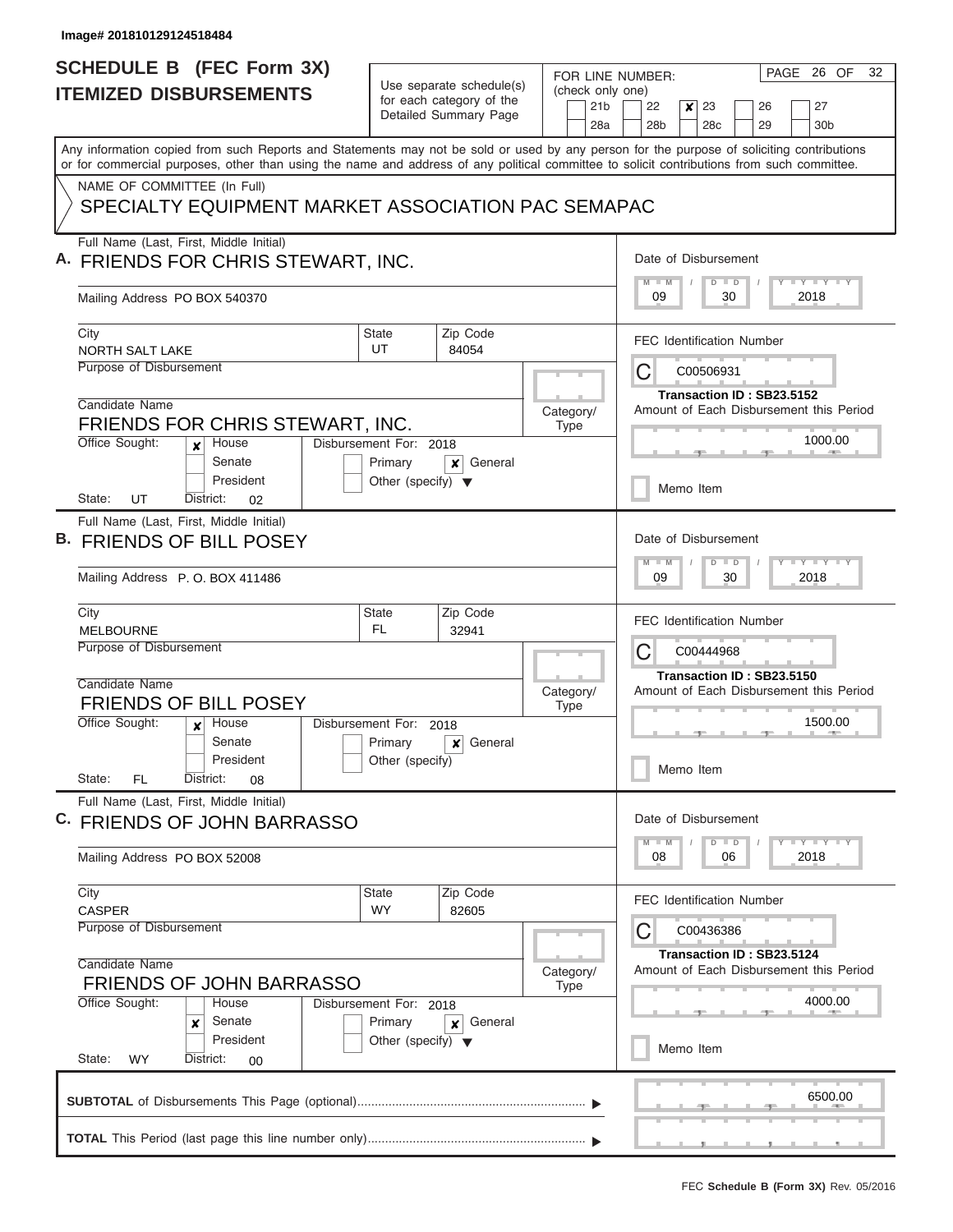Image# 201810129124518484

# SCHEDULE B (FEC Form 3X)
## ITEMIZED DISBURSEMENTS

Use separate schedule(s) for each category of the Detailed Summary Page

FOR LINE NUMBER: (check only one)
21b | 22 | [x] 23 | 26 | 27
28a | 28b | 28c | 29 | 30b

PAGE 26 OF 32

Any information copied from such Reports and Statements may not be sold or used by any person for the purpose of soliciting contributions or for commercial purposes, other than using the name and address of any political committee to solicit contributions from such committee.

NAME OF COMMITTEE (In Full)
SPECIALTY EQUIPMENT MARKET ASSOCIATION PAC SEMAPAC

---

**A.** Full Name (Last, First, Middle Initial): FRIENDS FOR CHRIS STEWART, INC.

Mailing Address: PO BOX 540370

City: NORTH SALT LAKE | State: UT | Zip Code: 84054

Purpose of Disbursement:

Candidate Name: FRIENDS FOR CHRIS STEWART, INC.

Category/Type:

Office Sought: [x] House [ ] Senate [ ] President

State: UT District: 02

Disbursement For: 2018 [ ] Primary [x] General [ ] Other (specify)

Date of Disbursement: 09 / 30 / 2018

FEC Identification Number: C00506931

Transaction ID : SB23.5152

Amount of Each Disbursement this Period: 1000.00

[ ] Memo Item

---

**B.** Full Name (Last, First, Middle Initial): FRIENDS OF BILL POSEY

Mailing Address: P. O. BOX 411486

City: MELBOURNE | State: FL | Zip Code: 32941

Purpose of Disbursement:

Candidate Name: FRIENDS OF BILL POSEY

Category/Type:

Office Sought: [x] House [ ] Senate [ ] President

State: FL District: 08

Disbursement For: 2018 [ ] Primary [x] General [ ] Other (specify)

Date of Disbursement: 09 / 30 / 2018

FEC Identification Number: C00444968

Transaction ID : SB23.5150

Amount of Each Disbursement this Period: 1500.00

[ ] Memo Item

---

**C.** Full Name (Last, First, Middle Initial): FRIENDS OF JOHN BARRASSO

Mailing Address: PO BOX 52008

City: CASPER | State: WY | Zip Code: 82605

Purpose of Disbursement:

Candidate Name: FRIENDS OF JOHN BARRASSO

Category/Type:

Office Sought: [ ] House [x] Senate [ ] President

State: WY District: 00

Disbursement For: 2018 [ ] Primary [x] General [ ] Other (specify)

Date of Disbursement: 08 / 06 / 2018

FEC Identification Number: C00436386

Transaction ID : SB23.5124

Amount of Each Disbursement this Period: 4000.00

[ ] Memo Item

---

**SUBTOTAL** of Disbursements This Page (optional): 6500.00

**TOTAL** This Period (last page this line number only):

FEC **Schedule B (Form 3X)** Rev. 05/2016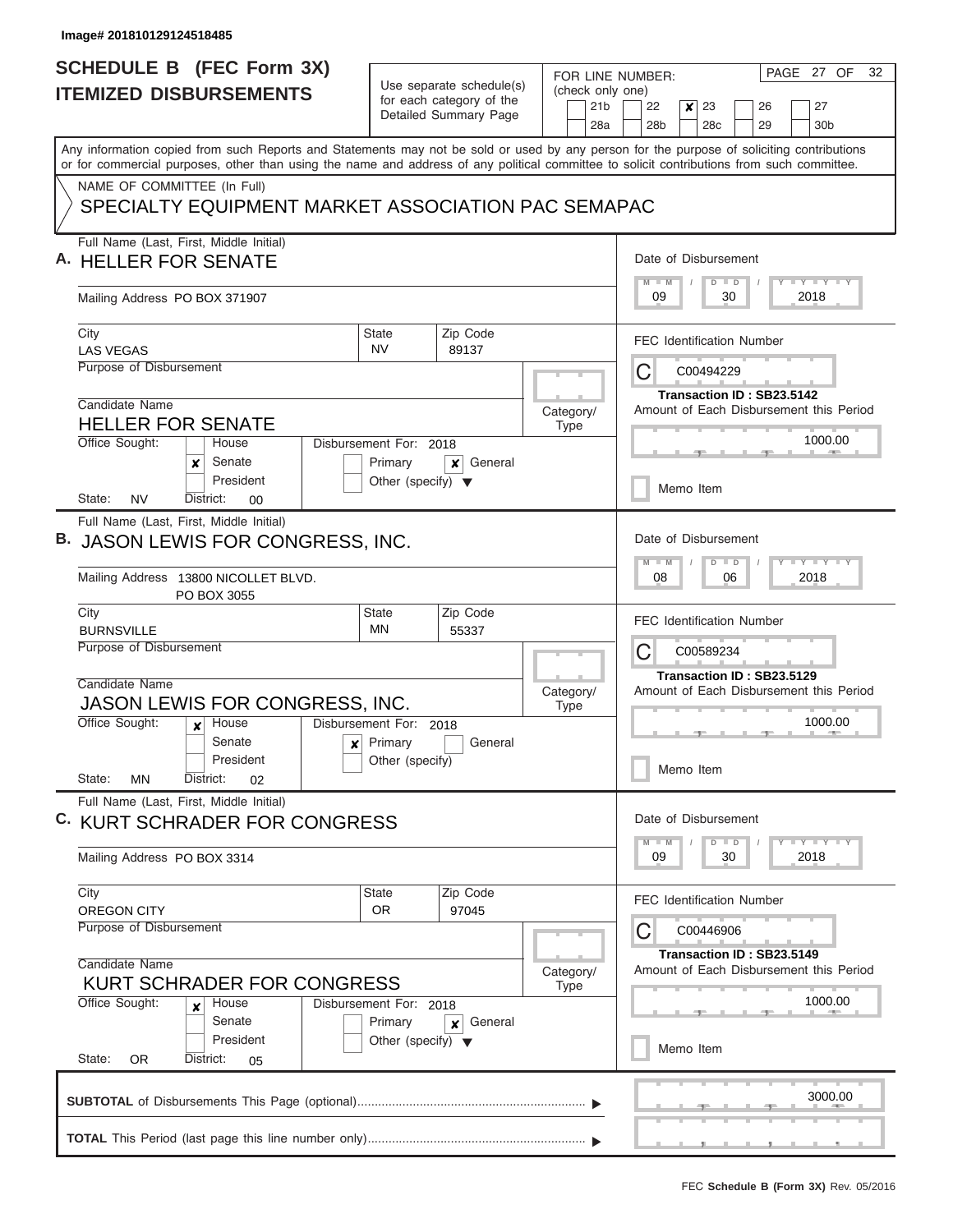Image# 201810129124518485

# SCHEDULE B (FEC Form 3X)
## ITEMIZED DISBURSEMENTS

Use separate schedule(s) for each category of the Detailed Summary Page

FOR LINE NUMBER: (check only one)
21b | 22 | [x] 23 | 26 | 27 | 28a | 28b | 28c | 29 | 30b

PAGE 27 OF 32

Any information copied from such Reports and Statements may not be sold or used by any person for the purpose of soliciting contributions or for commercial purposes, other than using the name and address of any political committee to solicit contributions from such committee.

NAME OF COMMITTEE (In Full)
SPECIALTY EQUIPMENT MARKET ASSOCIATION PAC SEMAPAC

---

**A.** Full Name (Last, First, Middle Initial): **HELLER FOR SENATE**

Mailing Address: PO BOX 371907

City: LAS VEGAS | State: NV | Zip Code: 89137

Purpose of Disbursement:

Candidate Name: HELLER FOR SENATE

Category/Type:

Office Sought: [ ] House [x] Senate [ ] President
State: NV District: 00

Disbursement For: 2018 [ ] Primary [x] General [ ] Other (specify)

Date of Disbursement: 09 / 30 / 2018

FEC Identification Number: C00494229

Transaction ID : SB23.5142

Amount of Each Disbursement this Period: 1000.00

[ ] Memo Item

---

**B.** Full Name (Last, First, Middle Initial): **JASON LEWIS FOR CONGRESS, INC.**

Mailing Address: 13800 NICOLLET BLVD. PO BOX 3055

City: BURNSVILLE | State: MN | Zip Code: 55337

Purpose of Disbursement:

Candidate Name: JASON LEWIS FOR CONGRESS, INC.

Category/Type:

Office Sought: [x] House [ ] Senate [ ] President
State: MN District: 02

Disbursement For: 2018 [x] Primary [ ] General [ ] Other (specify)

Date of Disbursement: 08 / 06 / 2018

FEC Identification Number: C00589234

Transaction ID : SB23.5129

Amount of Each Disbursement this Period: 1000.00

[ ] Memo Item

---

**C.** Full Name (Last, First, Middle Initial): **KURT SCHRADER FOR CONGRESS**

Mailing Address: PO BOX 3314

City: OREGON CITY | State: OR | Zip Code: 97045

Purpose of Disbursement:

Candidate Name: KURT SCHRADER FOR CONGRESS

Category/Type:

Office Sought: [x] House [ ] Senate [ ] President
State: OR District: 05

Disbursement For: 2018 [ ] Primary [x] General [ ] Other (specify)

Date of Disbursement: 09 / 30 / 2018

FEC Identification Number: C00446906

Transaction ID : SB23.5149

Amount of Each Disbursement this Period: 1000.00

[ ] Memo Item

---

**SUBTOTAL** of Disbursements This Page (optional): 3000.00

**TOTAL** This Period (last page this line number only):

FEC **Schedule B (Form 3X)** Rev. 05/2016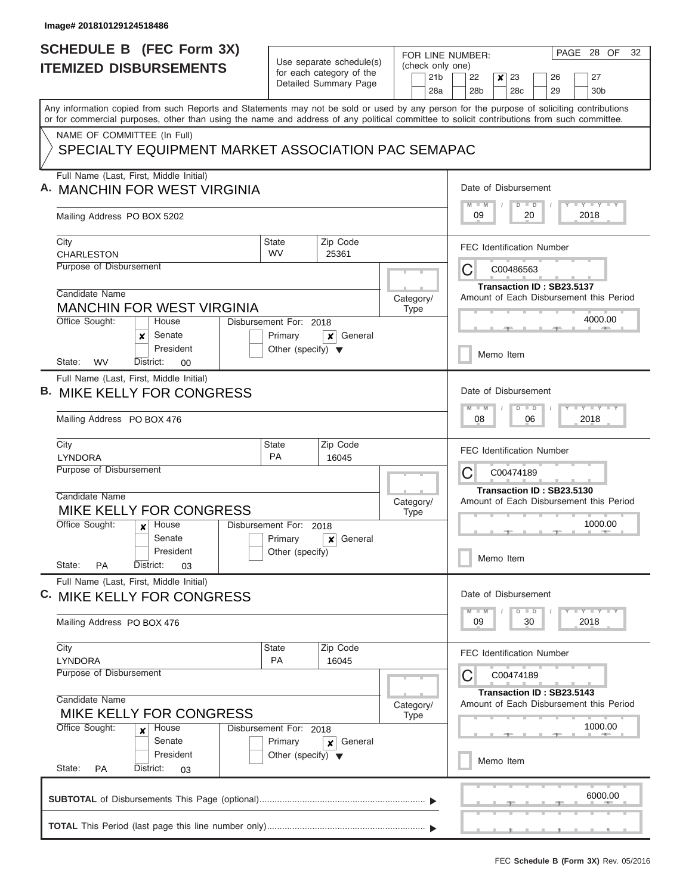Image# 201810129124518486

# SCHEDULE B (FEC Form 3X)
## ITEMIZED DISBURSEMENTS

Use separate schedule(s) for each category of the Detailed Summary Page

FOR LINE NUMBER: (check only one)

21b | 22 | **x** 23 | 26 | 27
28a | 28b | 28c | 29 | 30b

Any information copied from such Reports and Statements may not be sold or used by any person for the purpose of soliciting contributions or for commercial purposes, other than using the name and address of any political committee to solicit contributions from such committee.

NAME OF COMMITTEE (In Full)

SPECIALTY EQUIPMENT MARKET ASSOCIATION PAC SEMAPAC

---

**A.** Full Name (Last, First, Middle Initial): MANCHIN FOR WEST VIRGINIA

Mailing Address: PO BOX 5202

City: CHARLESTON | State: WV | Zip Code: 25361

Purpose of Disbursement:

Candidate Name: MANCHIN FOR WEST VIRGINIA

Category/Type:

Office Sought: [ ] House [x] Senate [ ] President

State: WV District: 00

Disbursement For: 2018 [ ] Primary [x] General [ ] Other (specify)

Date of Disbursement: 09 / 20 / 2018

FEC Identification Number: C00486563

Transaction ID : SB23.5137

Amount of Each Disbursement this Period: 4000.00

[ ] Memo Item

---

**B.** Full Name (Last, First, Middle Initial): MIKE KELLY FOR CONGRESS

Mailing Address: PO BOX 476

City: LYNDORA | State: PA | Zip Code: 16045

Purpose of Disbursement:

Candidate Name: MIKE KELLY FOR CONGRESS

Category/Type:

Office Sought: [x] House [ ] Senate [ ] President

State: PA District: 03

Disbursement For: 2018 [ ] Primary [x] General [ ] Other (specify)

Date of Disbursement: 08 / 06 / 2018

FEC Identification Number: C00474189

Transaction ID : SB23.5130

Amount of Each Disbursement this Period: 1000.00

[ ] Memo Item

---

**C.** Full Name (Last, First, Middle Initial): MIKE KELLY FOR CONGRESS

Mailing Address: PO BOX 476

City: LYNDORA | State: PA | Zip Code: 16045

Purpose of Disbursement:

Candidate Name: MIKE KELLY FOR CONGRESS

Category/Type:

Office Sought: [x] House [ ] Senate [ ] President

State: PA District: 03

Disbursement For: 2018 [ ] Primary [x] General [ ] Other (specify)

Date of Disbursement: 09 / 30 / 2018

FEC Identification Number: C00474189

Transaction ID : SB23.5143

Amount of Each Disbursement this Period: 1000.00

[ ] Memo Item

---

**SUBTOTAL** of Disbursements This Page (optional) ▶ 6000.00

**TOTAL** This Period (last page this line number only) ▶

FEC **Schedule B (Form 3X)** Rev. 05/2016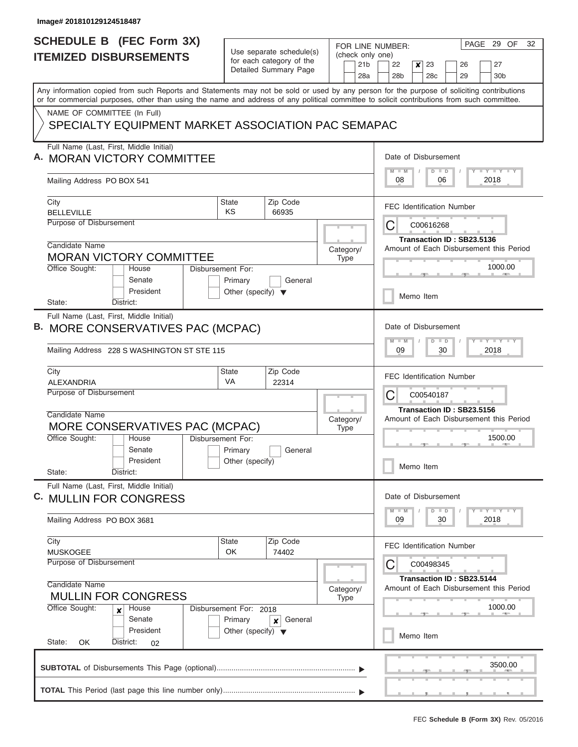Image# 201810129124518487

# SCHEDULE B (FEC Form 3X) ITEMIZED DISBURSEMENTS

Use separate schedule(s) for each category of the Detailed Summary Page

FOR LINE NUMBER: (check only one)

21b | 22 | **x** 23 | 26 | 27
28a | 28b | 28c | 29 | 30b

PAGE 29 OF 32

Any information copied from such Reports and Statements may not be sold or used by any person for the purpose of soliciting contributions or for commercial purposes, other than using the name and address of any political committee to solicit contributions from such committee.

NAME OF COMMITTEE (In Full)

SPECIALTY EQUIPMENT MARKET ASSOCIATION PAC SEMAPAC

---

**A.** Full Name (Last, First, Middle Initial): MORAN VICTORY COMMITTEE

Mailing Address: PO BOX 541

City: BELLEVILLE | State: KS | Zip Code: 66935

Purpose of Disbursement:

Candidate Name: MORAN VICTORY COMMITTEE

Category/Type:

Office Sought: House / Senate / President

State: | District:

Disbursement For: Primary / General / Other (specify)

Date of Disbursement: 08 / 06 / 2018

FEC Identification Number: C00616268

Transaction ID : SB23.5136

Amount of Each Disbursement this Period: 1000.00

Memo Item

---

**B.** Full Name (Last, First, Middle Initial): MORE CONSERVATIVES PAC (MCPAC)

Mailing Address: 228 S WASHINGTON ST STE 115

City: ALEXANDRIA | State: VA | Zip Code: 22314

Purpose of Disbursement:

Candidate Name: MORE CONSERVATIVES PAC (MCPAC)

Category/Type:

Office Sought: House / Senate / President

State: | District:

Disbursement For: Primary / General / Other (specify)

Date of Disbursement: 09 / 30 / 2018

FEC Identification Number: C00540187

Transaction ID : SB23.5156

Amount of Each Disbursement this Period: 1500.00

Memo Item

---

**C.** Full Name (Last, First, Middle Initial): MULLIN FOR CONGRESS

Mailing Address: PO BOX 3681

City: MUSKOGEE | State: OK | Zip Code: 74402

Purpose of Disbursement:

Candidate Name: MULLIN FOR CONGRESS

Category/Type:

Office Sought: **x** House / Senate / President

State: OK | District: 02

Disbursement For: 2018 — Primary / **x** General / Other (specify)

Date of Disbursement: 09 / 30 / 2018

FEC Identification Number: C00498345

Transaction ID : SB23.5144

Amount of Each Disbursement this Period: 1000.00

Memo Item

---

**SUBTOTAL** of Disbursements This Page (optional): 3500.00

**TOTAL** This Period (last page this line number only):

FEC **Schedule B (Form 3X)** Rev. 05/2016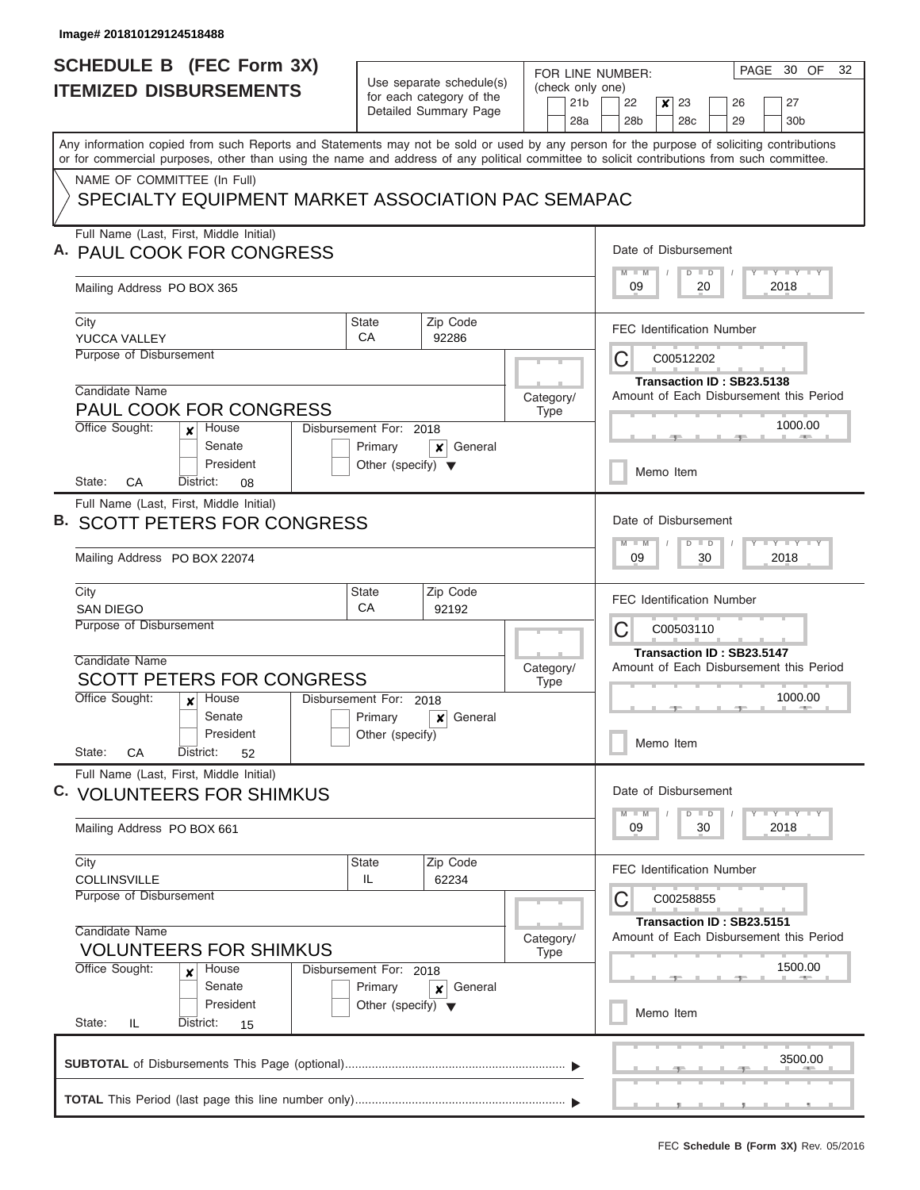Image# 201810129124518488

# SCHEDULE B (FEC Form 3X)
## ITEMIZED DISBURSEMENTS

Use separate schedule(s) for each category of the Detailed Summary Page

FOR LINE NUMBER: (check only one)

- [ ] 21b
- [ ] 22
- [x] 23
- [ ] 26
- [ ] 27
- [ ] 28a
- [ ] 28b
- [ ] 28c
- [ ] 29
- [ ] 30b

PAGE 30 OF 32

Any information copied from such Reports and Statements may not be sold or used by any person for the purpose of soliciting contributions or for commercial purposes, other than using the name and address of any political committee to solicit contributions from such committee.

NAME OF COMMITTEE (In Full)

SPECIALTY EQUIPMENT MARKET ASSOCIATION PAC SEMAPAC

---

**A.** Full Name (Last, First, Middle Initial): PAUL COOK FOR CONGRESS

Mailing Address: PO BOX 365

City: YUCCA VALLEY | State: CA | Zip Code: 92286

Purpose of Disbursement:

Candidate Name: PAUL COOK FOR CONGRESS

Category/Type:

Office Sought: [x] House [ ] Senate [ ] President

State: CA District: 08

Disbursement For: 2018 [ ] Primary [x] General [ ] Other (specify)

Date of Disbursement: 09 / 20 / 2018

FEC Identification Number: C00512202

Transaction ID : SB23.5138

Amount of Each Disbursement this Period: 1000.00

[ ] Memo Item

---

**B.** Full Name (Last, First, Middle Initial): SCOTT PETERS FOR CONGRESS

Mailing Address: PO BOX 22074

City: SAN DIEGO | State: CA | Zip Code: 92192

Purpose of Disbursement:

Candidate Name: SCOTT PETERS FOR CONGRESS

Category/Type:

Office Sought: [x] House [ ] Senate [ ] President

State: CA District: 52

Disbursement For: 2018 [ ] Primary [x] General [ ] Other (specify)

Date of Disbursement: 09 / 30 / 2018

FEC Identification Number: C00503110

Transaction ID : SB23.5147

Amount of Each Disbursement this Period: 1000.00

[ ] Memo Item

---

**C.** Full Name (Last, First, Middle Initial): VOLUNTEERS FOR SHIMKUS

Mailing Address: PO BOX 661

City: COLLINSVILLE | State: IL | Zip Code: 62234

Purpose of Disbursement:

Candidate Name: VOLUNTEERS FOR SHIMKUS

Category/Type:

Office Sought: [x] House [ ] Senate [ ] President

State: IL District: 15

Disbursement For: 2018 [ ] Primary [x] General [ ] Other (specify)

Date of Disbursement: 09 / 30 / 2018

FEC Identification Number: C00258855

Transaction ID : SB23.5151

Amount of Each Disbursement this Period: 1500.00

[ ] Memo Item

---

**SUBTOTAL** of Disbursements This Page (optional) ........ 3500.00

**TOTAL** This Period (last page this line number only) ........

FEC **Schedule B (Form 3X)** Rev. 05/2016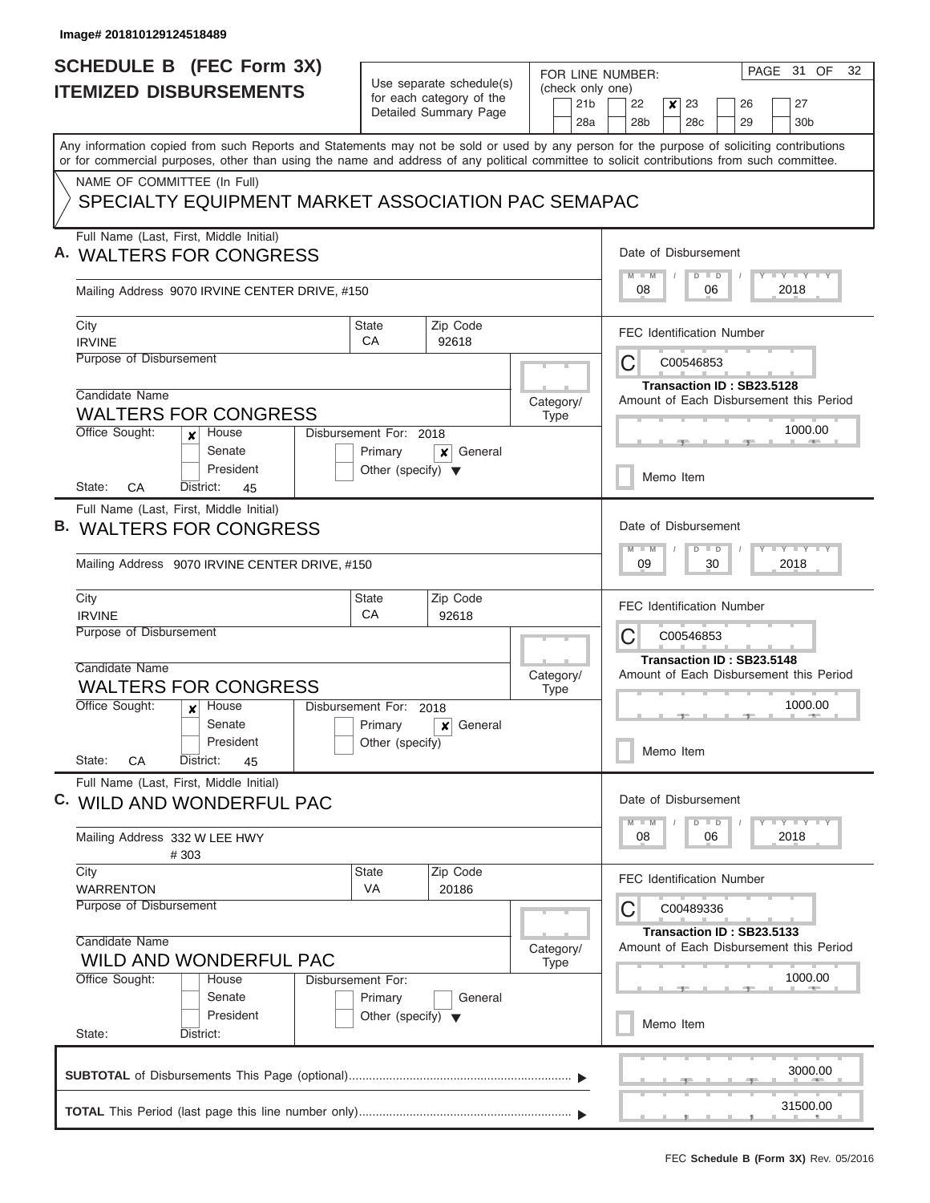Image# 201810129124518489

# SCHEDULE B (FEC Form 3X) ITEMIZED DISBURSEMENTS

Use separate schedule(s) for each category of the Detailed Summary Page

FOR LINE NUMBER: (check only one)

- [ ] 21b
- [ ] 22
- [x] 23
- [ ] 26
- [ ] 27
- [ ] 28a
- [ ] 28b
- [ ] 28c
- [ ] 29
- [ ] 30b

Any information copied from such Reports and Statements may not be sold or used by any person for the purpose of soliciting contributions or for commercial purposes, other than using the name and address of any political committee to solicit contributions from such committee.

NAME OF COMMITTEE (In Full)

SPECIALTY EQUIPMENT MARKET ASSOCIATION PAC SEMAPAC

## A.

Full Name (Last, First, Middle Initial): WALTERS FOR CONGRESS

Mailing Address: 9070 IRVINE CENTER DRIVE, #150

City: IRVINE | State: CA | Zip Code: 92618

Purpose of Disbursement:

Candidate Name: WALTERS FOR CONGRESS

Category/Type:

Office Sought: [x] House [ ] Senate [ ] President

State: CA District: 45

Disbursement For: 2018 [ ] Primary [x] General [ ] Other (specify)

Date of Disbursement: 08 / 06 / 2018

FEC Identification Number: C00546853

Transaction ID : SB23.5128

Amount of Each Disbursement this Period: 1000.00

[ ] Memo Item

## B.

Full Name (Last, First, Middle Initial): WALTERS FOR CONGRESS

Mailing Address: 9070 IRVINE CENTER DRIVE, #150

City: IRVINE | State: CA | Zip Code: 92618

Purpose of Disbursement:

Candidate Name: WALTERS FOR CONGRESS

Category/Type:

Office Sought: [x] House [ ] Senate [ ] President

State: CA District: 45

Disbursement For: 2018 [ ] Primary [x] General [ ] Other (specify)

Date of Disbursement: 09 / 30 / 2018

FEC Identification Number: C00546853

Transaction ID : SB23.5148

Amount of Each Disbursement this Period: 1000.00

[ ] Memo Item

## C.

Full Name (Last, First, Middle Initial): WILD AND WONDERFUL PAC

Mailing Address: 332 W LEE HWY # 303

City: WARRENTON | State: VA | Zip Code: 20186

Purpose of Disbursement:

Candidate Name: WILD AND WONDERFUL PAC

Category/Type:

Office Sought: [ ] House [ ] Senate [ ] President

State: District:

Disbursement For: [ ] Primary [ ] General [ ] Other (specify)

Date of Disbursement: 08 / 06 / 2018

FEC Identification Number: C00489336

Transaction ID : SB23.5133

Amount of Each Disbursement this Period: 1000.00

[ ] Memo Item

**SUBTOTAL** of Disbursements This Page (optional): 3000.00

**TOTAL** This Period (last page this line number only): 31500.00

FEC **Schedule B (Form 3X)** Rev. 05/2016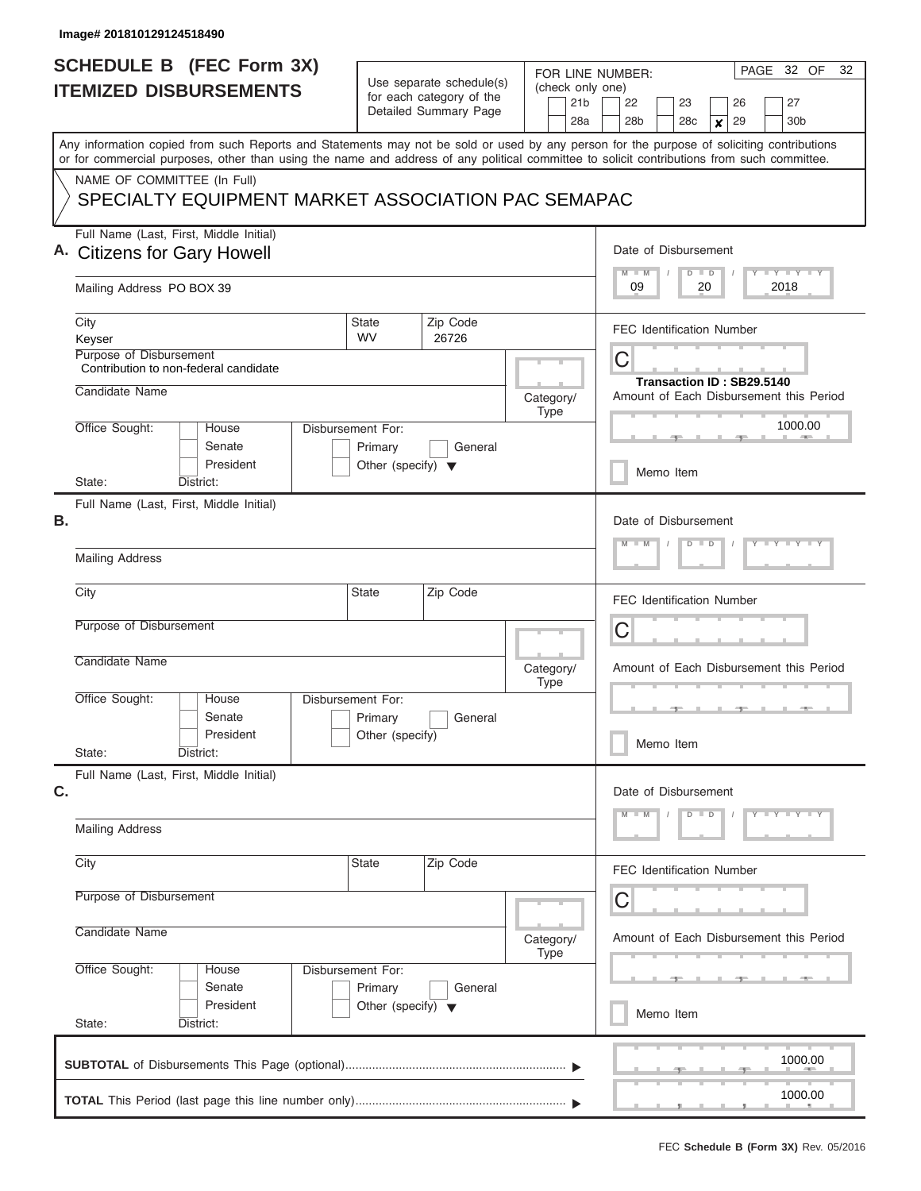Image# 201810129124518490

# SCHEDULE B (FEC Form 3X) ITEMIZED DISBURSEMENTS

Use separate schedule(s) for each category of the Detailed Summary Page

FOR LINE NUMBER: (check only one)

21b | 22 | 23 | 26 | 27
28a | 28b | 28c | x 29 | 30b

PAGE 32 OF 32

Any information copied from such Reports and Statements may not be sold or used by any person for the purpose of soliciting contributions or for commercial purposes, other than using the name and address of any political committee to solicit contributions from such committee.

NAME OF COMMITTEE (In Full)

SPECIALTY EQUIPMENT MARKET ASSOCIATION PAC SEMAPAC

**A.** Full Name (Last, First, Middle Initial): Citizens for Gary Howell

Mailing Address: PO BOX 39

City: Keyser | State: WV | Zip Code: 26726

Purpose of Disbursement: Contribution to non-federal candidate

Candidate Name:

Category/Type:

Office Sought: House / Senate / President

State: District:

Disbursement For: Primary / General / Other (specify)

Date of Disbursement: 09 / 20 / 2018

FEC Identification Number: C

Transaction ID : SB29.5140

Amount of Each Disbursement this Period: 1000.00

Memo Item

**B.** Full Name (Last, First, Middle Initial):

Mailing Address

City | State | Zip Code

Purpose of Disbursement

Candidate Name

Category/Type

Office Sought: House / Senate / President

State: District:

Disbursement For: Primary / General / Other (specify)

Date of Disbursement: M M / D D / Y Y Y Y

FEC Identification Number: C

Amount of Each Disbursement this Period

Memo Item

**C.** Full Name (Last, First, Middle Initial):

Mailing Address

City | State | Zip Code

Purpose of Disbursement

Candidate Name

Category/Type

Office Sought: House / Senate / President

State: District:

Disbursement For: Primary / General / Other (specify)

Date of Disbursement: M M / D D / Y Y Y Y

FEC Identification Number: C

Amount of Each Disbursement this Period

Memo Item

**SUBTOTAL** of Disbursements This Page (optional) ▶ 1000.00

**TOTAL** This Period (last page this line number only) ▶ 1000.00

FEC **Schedule B (Form 3X)** Rev. 05/2016